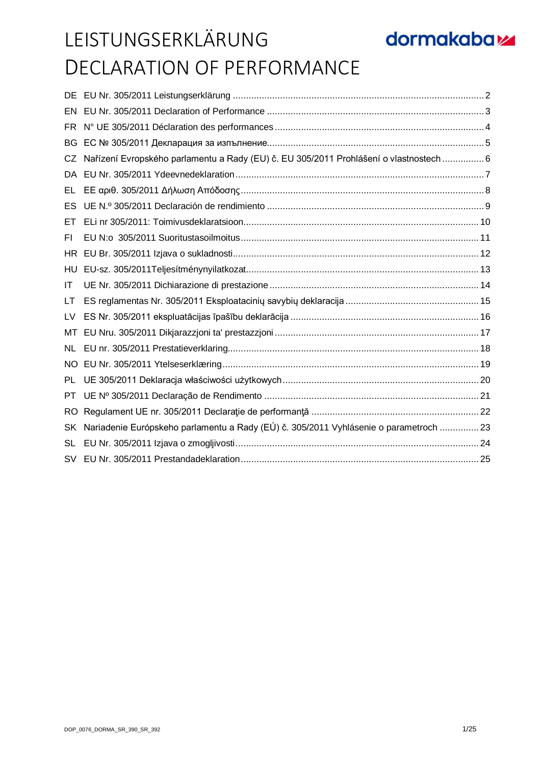# LEISTUNGSERKLÄRUNG
# DECLARATION OF PERFORMANCE

dormakaba

| | | |
|---|---|---|
| DE | EU Nr. 305/2011 Leistungserklärung | 2 |
| EN | EU Nr. 305/2011 Declaration of Performance | 3 |
| FR | N° UE 305/2011 Déclaration des performances | 4 |
| BG | EC № 305/2011 Декларация за изпълнение | 5 |
| CZ | Nařízení Evropského parlamentu a Rady (EU) č. EU 305/2011 Prohlášení o vlastnostech | 6 |
| DA | EU Nr. 305/2011 Ydeevnedeklaration | 7 |
| EL | ΕΕ αριθ. 305/2011 Δήλωση Απόδοσης | 8 |
| ES | UE N.º 305/2011 Declaración de rendimiento | 9 |
| ET | ELi nr 305/2011: Toimivusdeklaratsioon | 10 |
| FI | EU N:o 305/2011 Suoritustasoilmoitus | 11 |
| HR | EU Br. 305/2011 Izjava o sukladnosti | 12 |
| HU | EU-sz. 305/2011Teljesítménynyilatkozat | 13 |
| IT | UE Nr. 305/2011 Dichiarazione di prestazione | 14 |
| LT | ES reglamentas Nr. 305/2011 Eksploatacinių savybių deklaracija | 15 |
| LV | ES Nr. 305/2011 ekspluatācijas īpašību deklarācija | 16 |
| MT | EU Nru. 305/2011 Dikjarazzjoni ta' prestazzjoni | 17 |
| NL | EU nr. 305/2011 Prestatieverklaring | 18 |
| NO | EU Nr. 305/2011 Ytelseserklæring | 19 |
| PL | UE 305/2011 Deklaracja właściwości użytkowych | 20 |
| PT | UE Nº 305/2011 Declaração de Rendimento | 21 |
| RO | Regulament UE nr. 305/2011 Declaraţie de performanţă | 22 |
| SK | Nariadenie Európskeho parlamentu a Rady (EÚ) č. 305/2011 Vyhlásenie o parametroch | 23 |
| SL | EU Nr. 305/2011 Izjava o zmogljivosti | 24 |
| SV | EU Nr. 305/2011 Prestandadeklaration | 25 |

DOP_0076_DORMA_SR_390_SR_392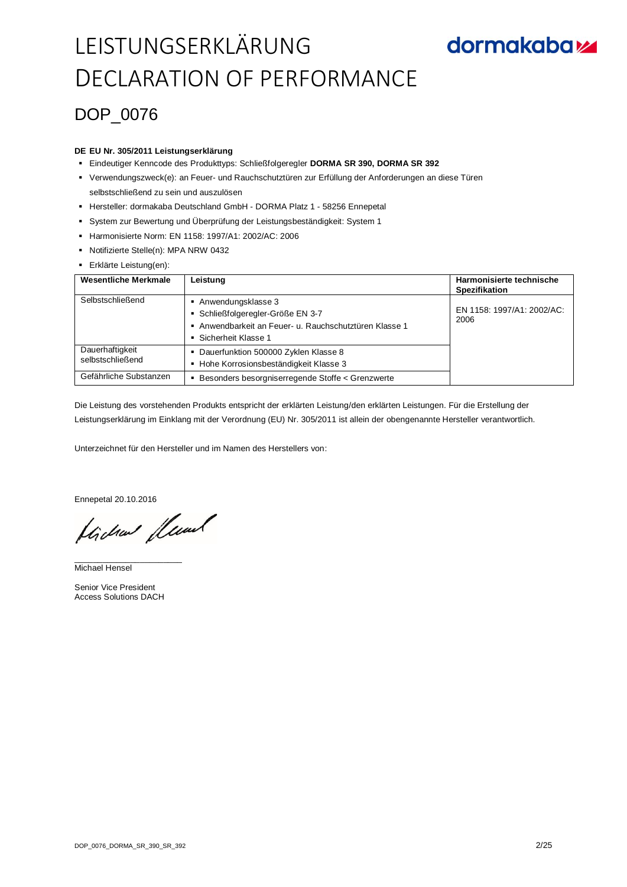# LEISTUNGSERKLÄRUNG
# DECLARATION OF PERFORMANCE

## DOP_0076

**DE EU Nr. 305/2011 Leistungserklärung**

- Eindeutiger Kenncode des Produkttyps: Schließfolgeregler **DORMA SR 390, DORMA SR 392**
- Verwendungszweck(e): an Feuer- und Rauchschutztüren zur Erfüllung der Anforderungen an diese Türen selbstschließend zu sein und auszulösen
- Hersteller: dormakaba Deutschland GmbH - DORMA Platz 1 - 58256 Ennepetal
- System zur Bewertung und Überprüfung der Leistungsbeständigkeit: System 1
- Harmonisierte Norm: EN 1158: 1997/A1: 2002/AC: 2006
- Notifizierte Stelle(n): MPA NRW 0432
- Erklärte Leistung(en):

| Wesentliche Merkmale | Leistung | Harmonisierte technische Spezifikation |
|---|---|---|
| Selbstschließend | ▪ Anwendungsklasse 3<br>▪ Schließfolgeregler-Größe EN 3-7<br>▪ Anwendbarkeit an Feuer- u. Rauchschutztüren Klasse 1<br>▪ Sicherheit Klasse 1 | EN 1158: 1997/A1: 2002/AC: 2006 |
| Dauerhaftigkeit selbstschließend | ▪ Dauerfunktion 500000 Zyklen Klasse 8<br>▪ Hohe Korrosionsbeständigkeit Klasse 3 | |
| Gefährliche Substanzen | ▪ Besonders besorgniserregende Stoffe < Grenzwerte | |

Die Leistung des vorstehenden Produkts entspricht der erklärten Leistung/den erklärten Leistungen. Für die Erstellung der Leistungserklärung im Einklang mit der Verordnung (EU) Nr. 305/2011 ist allein der obengenannte Hersteller verantwortlich.

Unterzeichnet für den Hersteller und im Namen des Herstellers von:

Ennepetal 20.10.2016

_______________________

Michael Hensel

Senior Vice President
Access Solutions DACH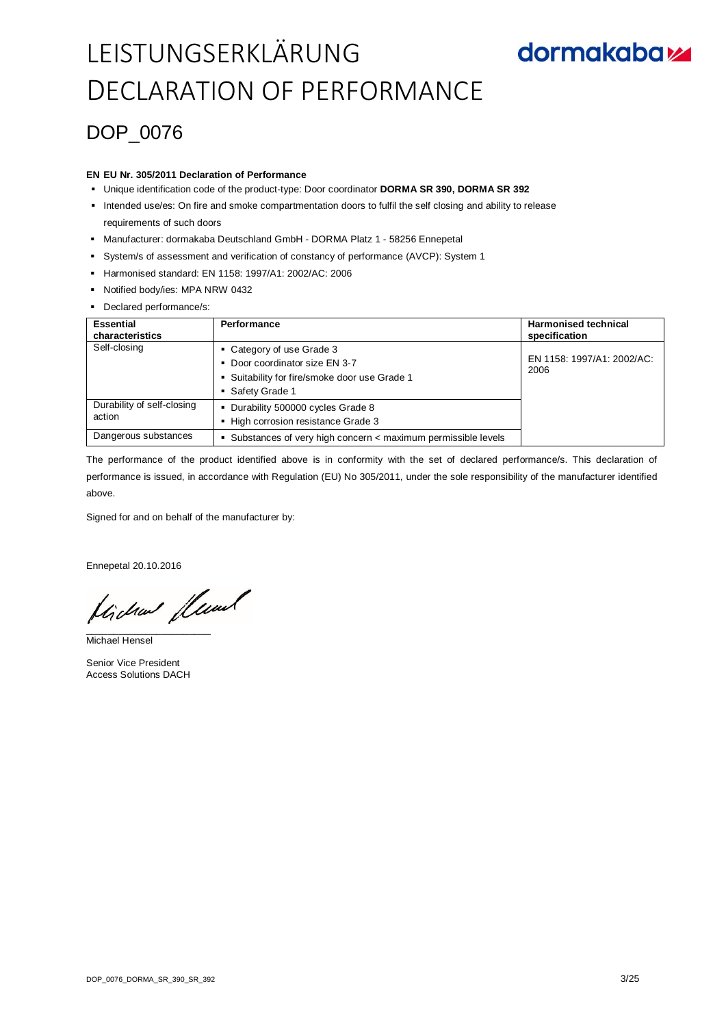# LEISTUNGSERKLÄRUNG
# DECLARATION OF PERFORMANCE

dormakaba

## DOP_0076

**EN EU Nr. 305/2011 Declaration of Performance**

- Unique identification code of the product-type: Door coordinator **DORMA SR 390, DORMA SR 392**
- Intended use/es: On fire and smoke compartmentation doors to fulfil the self closing and ability to release requirements of such doors
- Manufacturer: dormakaba Deutschland GmbH - DORMA Platz 1 - 58256 Ennepetal
- System/s of assessment and verification of constancy of performance (AVCP): System 1
- Harmonised standard: EN 1158: 1997/A1: 2002/AC: 2006
- Notified body/ies: MPA NRW 0432
- Declared performance/s:

| Essential characteristics | Performance | Harmonised technical specification |
|---|---|---|
| Self-closing | ▪ Category of use Grade 3<br>▪ Door coordinator size EN 3-7<br>▪ Suitability for fire/smoke door use Grade 1<br>▪ Safety Grade 1 | EN 1158: 1997/A1: 2002/AC: 2006 |
| Durability of self-closing action | ▪ Durability 500000 cycles Grade 8<br>▪ High corrosion resistance Grade 3 | |
| Dangerous substances | ▪ Substances of very high concern < maximum permissible levels | |

The performance of the product identified above is in conformity with the set of declared performance/s. This declaration of performance is issued, in accordance with Regulation (EU) No 305/2011, under the sole responsibility of the manufacturer identified above.

Signed for and on behalf of the manufacturer by:

Ennepetal 20.10.2016

Michael Hensel

Senior Vice President
Access Solutions DACH

DOP_0076_DORMA_SR_390_SR_392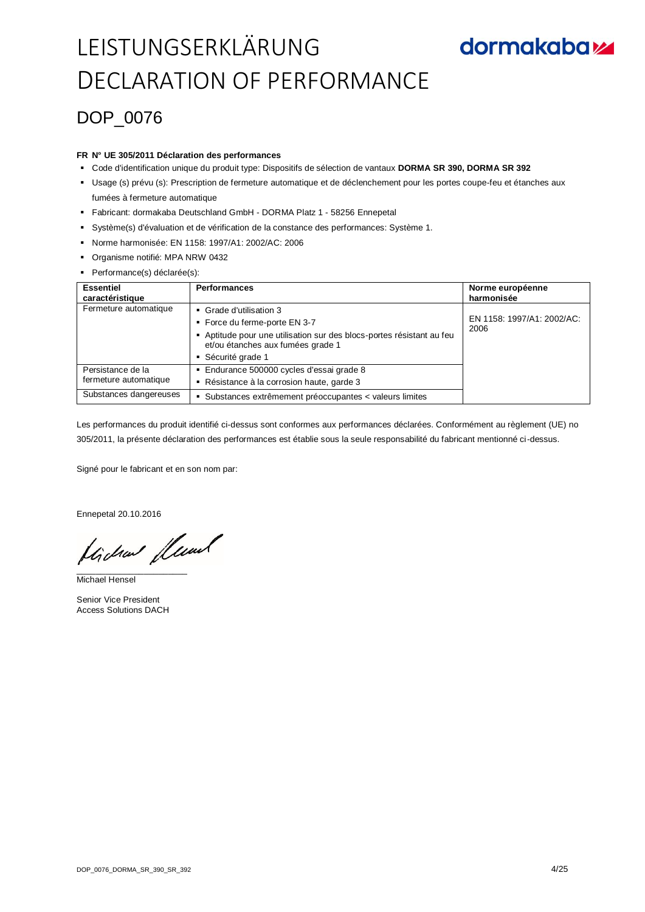# LEISTUNGSERKLÄRUNG
# DECLARATION OF PERFORMANCE

dormakaba

## DOP_0076

**FR N° UE 305/2011 Déclaration des performances**

- Code d'identification unique du produit type: Dispositifs de sélection de vantaux **DORMA SR 390, DORMA SR 392**
- Usage (s) prévu (s): Prescription de fermeture automatique et de déclenchement pour les portes coupe-feu et étanches aux fumées à fermeture automatique
- Fabricant: dormakaba Deutschland GmbH - DORMA Platz 1 - 58256 Ennepetal
- Système(s) d'évaluation et de vérification de la constance des performances: Système 1.
- Norme harmonisée: EN 1158: 1997/A1: 2002/AC: 2006
- Organisme notifié: MPA NRW 0432
- Performance(s) déclarée(s):

| **Essentiel caractéristique** | **Performances** | **Norme européenne harmonisée** |
|---|---|---|
| Fermeture automatique | ▪ Grade d'utilisation 3<br>▪ Force du ferme-porte EN 3-7<br>▪ Aptitude pour une utilisation sur des blocs-portes résistant au feu et/ou étanches aux fumées grade 1<br>▪ Sécurité grade 1 | EN 1158: 1997/A1: 2002/AC: 2006 |
| Persistance de la fermeture automatique | ▪ Endurance 500000 cycles d'essai grade 8<br>▪ Résistance à la corrosion haute, garde 3 | |
| Substances dangereuses | ▪ Substances extrêmement préoccupantes < valeurs limites | |

Les performances du produit identifié ci-dessus sont conformes aux performances déclarées. Conformément au règlement (UE) no 305/2011, la présente déclaration des performances est établie sous la seule responsabilité du fabricant mentionné ci-dessus.

Signé pour le fabricant et en son nom par:

Ennepetal 20.10.2016

Michael Hensel

Senior Vice President
Access Solutions DACH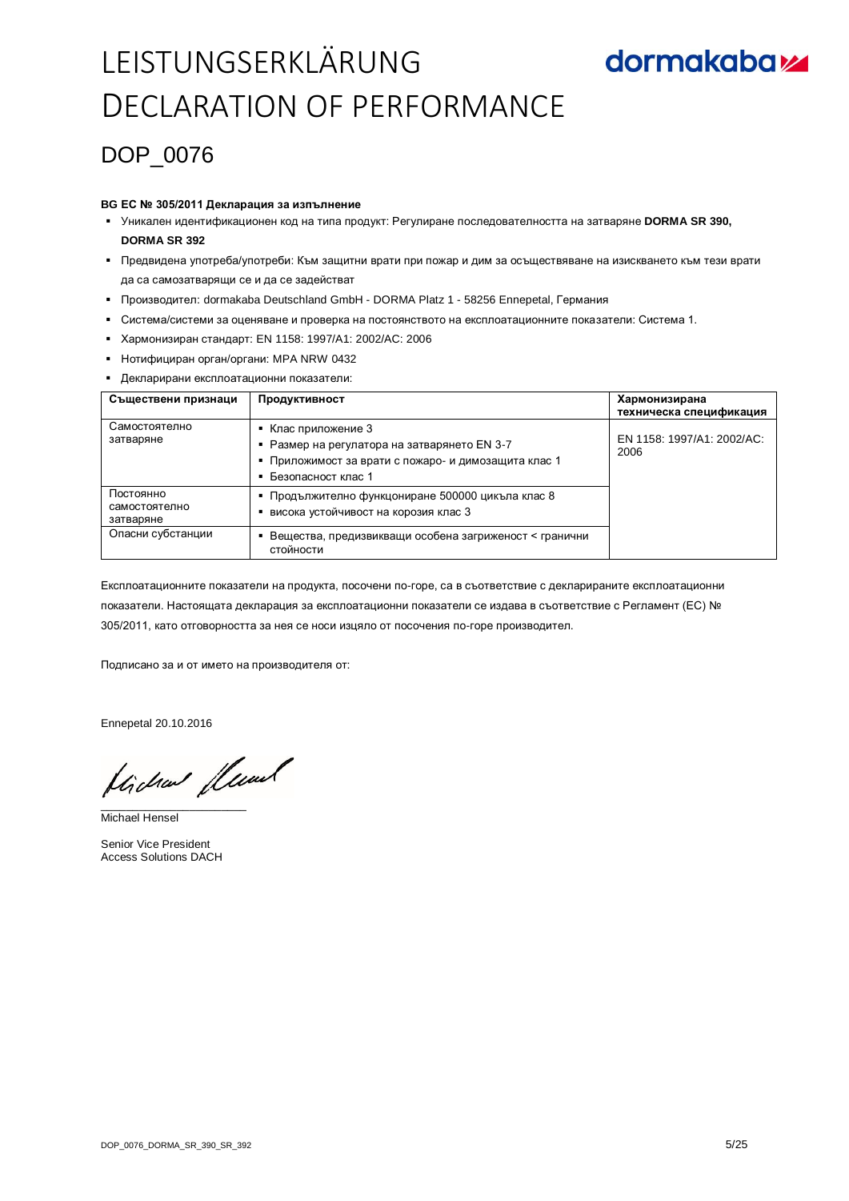# LEISTUNGSERKLÄRUNG
# DECLARATION OF PERFORMANCE

## DOP_0076

**BG ЕС № 305/2011 Декларация за изпълнение**

- Уникален идентификационен код на типа продукт: Регулиране последователността на затваряне **DORMA SR 390, DORMA SR 392**
- Предвидена употреба/употреби: Към защитни врати при пожар и дим за осъществяване на изискването към тези врати да са самозатварящи се и да се задействат
- Производител: dormakaba Deutschland GmbH - DORMA Platz 1 - 58256 Ennepetal, Германия
- Система/системи за оценяване и проверка на постоянството на експлоатационните показатели: Система 1.
- Хармонизиран стандарт: EN 1158: 1997/A1: 2002/AC: 2006
- Нотифициран орган/органи: MPA NRW 0432
- Декларирани експлоатационни показатели:

| Съществени признаци | Продуктивност | Хармонизирана техническа спецификация |
|---|---|---|
| Самостоятелно затваряне | ▪ Клас приложение 3<br>▪ Размер на регулатора на затварянето EN 3-7<br>▪ Приложимост за врати с пожаро- и димозащита клас 1<br>▪ Безопасност клас 1 | EN 1158: 1997/A1: 2002/AC: 2006 |
| Постоянно самостоятелно затваряне | ▪ Продължително функциониране 500000 цикъла клас 8<br>▪ висока устойчивост на корозия клас 3 | |
| Опасни субстанции | ▪ Вещества, предизвикващи особена загриженост < гранични стойности | |

Експлоатационните показатели на продукта, посочени по-горе, са в съответствие с декларираните експлоатационни показатели. Настоящата декларация за експлоатационни показатели се издава в съответствие с Регламент (ЕС) № 305/2011, като отговорността за нея се носи изцяло от посочения по-горе производител.

Подписано за и от името на производителя от:

Ennepetal 20.10.2016

Michael Hensel

Senior Vice President
Access Solutions DACH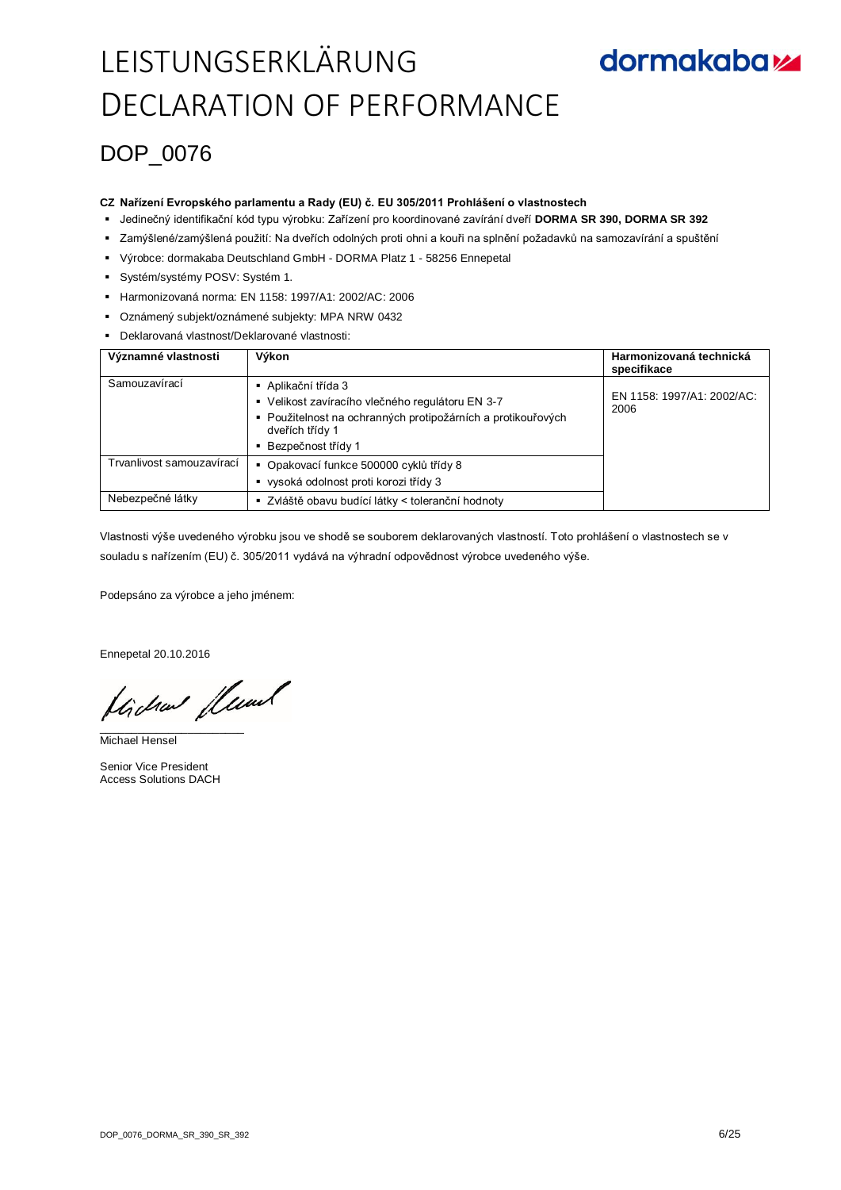# LEISTUNGSERKLÄRUNG
# DECLARATION OF PERFORMANCE

## DOP_0076

**CZ Nařízení Evropského parlamentu a Rady (EU) č. EU 305/2011 Prohlášení o vlastnostech**

- Jedinečný identifikační kód typu výrobku: Zařízení pro koordinované zavírání dveří **DORMA SR 390, DORMA SR 392**
- Zamýšlené/zamýšlená použití: Na dveřích odolných proti ohni a kouři na splnění požadavků na samozavírání a spuštění
- Výrobce: dormakaba Deutschland GmbH - DORMA Platz 1 - 58256 Ennepetal
- Systém/systémy POSV: Systém 1.
- Harmonizovaná norma: EN 1158: 1997/A1: 2002/AC: 2006
- Oznámený subjekt/oznámené subjekty: MPA NRW 0432
- Deklarovaná vlastnost/Deklarované vlastnosti:

| Významné vlastnosti | Výkon | Harmonizovaná technická specifikace |
|---|---|---|
| Samouzavírací | ▪ Aplikační třída 3<br>▪ Velikost zavíracího vlečného regulátoru EN 3-7<br>▪ Použitelnost na ochranných protipožárních a protikouřových dveřích třídy 1<br>▪ Bezpečnost třídy 1 | EN 1158: 1997/A1: 2002/AC: 2006 |
| Trvanlivost samouzavírací | ▪ Opakovací funkce 500000 cyklů třídy 8<br>▪ vysoká odolnost proti korozi třídy 3 | |
| Nebezpečné látky | ▪ Zvláště obavu budící látky < toleranční hodnoty | |

Vlastnosti výše uvedeného výrobku jsou ve shodě se souborem deklarovaných vlastností. Toto prohlášení o vlastnostech se v souladu s nařízením (EU) č. 305/2011 vydává na výhradní odpovědnost výrobce uvedeného výše.

Podepsáno za výrobce a jeho jménem:

Ennepetal 20.10.2016

Michael Hensel

Senior Vice President
Access Solutions DACH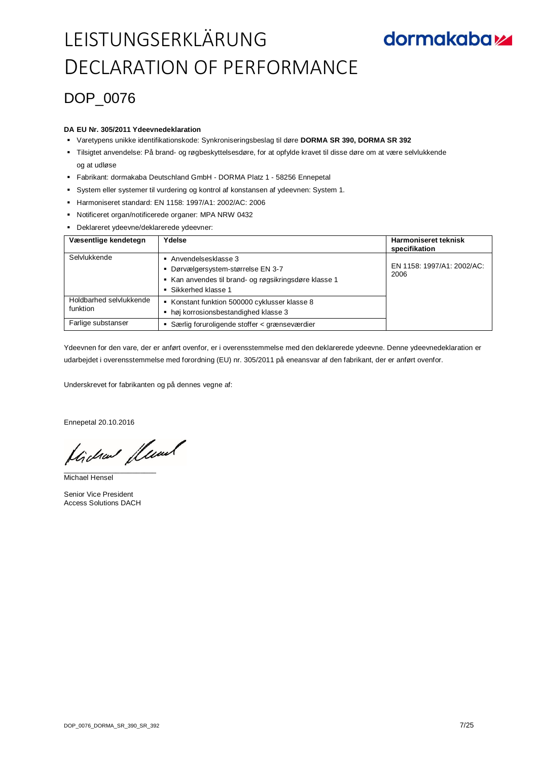# LEISTUNGSERKLÄRUNG
# DECLARATION OF PERFORMANCE

## DOP_0076

**DA EU Nr. 305/2011 Ydeevnedeklaration**

- Varetypens unikke identifikationskode: Synkroniseringsbeslag til døre **DORMA SR 390, DORMA SR 392**
- Tilsigtet anvendelse: På brand- og røgbeskyttelsesdøre, for at opfylde kravet til disse døre om at være selvlukkende og at udløse
- Fabrikant: dormakaba Deutschland GmbH - DORMA Platz 1 - 58256 Ennepetal
- System eller systemer til vurdering og kontrol af konstansen af ydeevnen: System 1.
- Harmoniseret standard: EN 1158: 1997/A1: 2002/AC: 2006
- Notificeret organ/notificerede organer: MPA NRW 0432
- Deklareret ydeevne/deklarerede ydeevner:

| Væsentlige kendetegn | Ydelse | Harmoniseret teknisk specifikation |
|---|---|---|
| Selvlukkende | ▪ Anvendelsesklasse 3<br>▪ Dørvælgersystem-størrelse EN 3-7<br>▪ Kan anvendes til brand- og røgsikringsdøre klasse 1<br>▪ Sikkerhed klasse 1 | EN 1158: 1997/A1: 2002/AC: 2006 |
| Holdbarhed selvlukkende funktion | ▪ Konstant funktion 500000 cyklusser klasse 8<br>▪ høj korrosionsbestandighed klasse 3 | |
| Farlige substanser | ▪ Særlig foruroligende stoffer < grænseværdier | |

Ydeevnen for den vare, der er anført ovenfor, er i overensstemmelse med den deklarerede ydeevne. Denne ydeevnedeklaration er udarbejdet i overensstemmelse med forordning (EU) nr. 305/2011 på eneansvar af den fabrikant, der er anført ovenfor.

Underskrevet for fabrikanten og på dennes vegne af:

Ennepetal 20.10.2016

Michael Hensel

Senior Vice President
Access Solutions DACH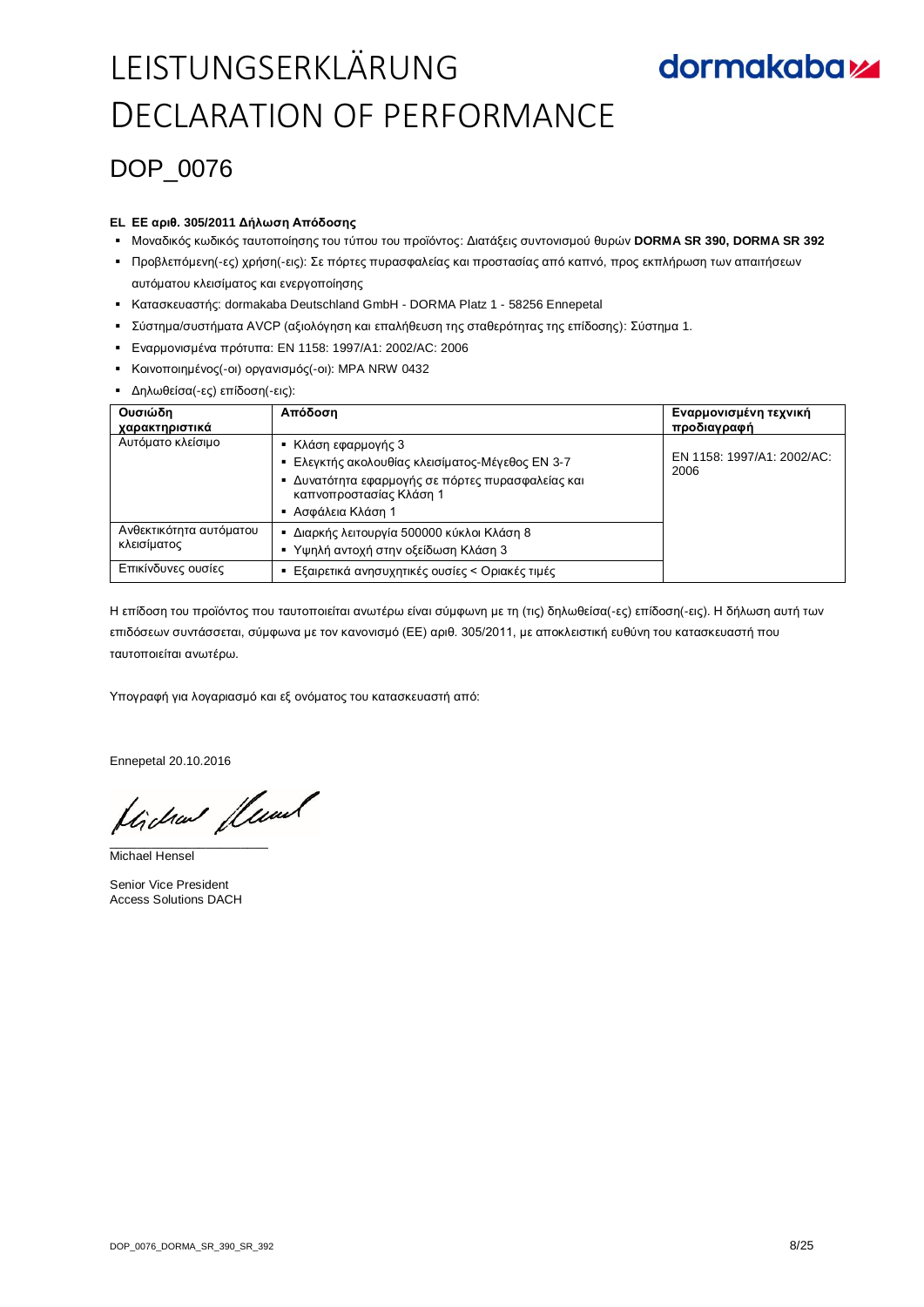# LEISTUNGSERKLÄRUNG
# DECLARATION OF PERFORMANCE

dormakaba

## DOP_0076

**EL ΕΕ αριθ. 305/2011 Δήλωση Απόδοσης**

- Μοναδικός κωδικός ταυτοποίησης του τύπου του προϊόντος: Διατάξεις συντονισμού θυρών **DORMA SR 390, DORMA SR 392**
- Προβλεπόμενη(-ες) χρήση(-εις): Σε πόρτες πυρασφαλείας και προστασίας από καπνό, προς εκπλήρωση των απαιτήσεων αυτόματου κλεισίματος και ενεργοποίησης
- Κατασκευαστής: dormakaba Deutschland GmbH - DORMA Platz 1 - 58256 Ennepetal
- Σύστημα/συστήματα AVCP (αξιολόγηση και επαλήθευση της σταθερότητας της επίδοσης): Σύστημα 1.
- Εναρμονισμένα πρότυπα: EN 1158: 1997/A1: 2002/AC: 2006
- Κοινοποιημένος(-οι) οργανισμός(-οι): MPA NRW 0432
- Δηλωθείσα(-ες) επίδοση(-εις):

| Ουσιώδη χαρακτηριστικά | Απόδοση | Εναρμονισμένη τεχνική προδιαγραφή |
|---|---|---|
| Αυτόματο κλείσιμο | ▪ Κλάση εφαρμογής 3<br>▪ Ελεγκτής ακολουθίας κλεισίματος-Μέγεθος EN 3-7<br>▪ Δυνατότητα εφαρμογής σε πόρτες πυρασφαλείας και καπνοπροστασίας Κλάση 1<br>▪ Ασφάλεια Κλάση 1 | EN 1158: 1997/A1: 2002/AC: 2006 |
| Ανθεκτικότητα αυτόματου κλεισίματος | ▪ Διαρκής λειτουργία 500000 κύκλοι Κλάση 8<br>▪ Υψηλή αντοχή στην οξείδωση Κλάση 3 | |
| Επικίνδυνες ουσίες | ▪ Εξαιρετικά ανησυχητικές ουσίες < Οριακές τιμές | |

Η επίδοση του προϊόντος που ταυτοποιείται ανωτέρω είναι σύμφωνη με τη (τις) δηλωθείσα(-ες) επίδοση(-εις). Η δήλωση αυτή των επιδόσεων συντάσσεται, σύμφωνα με τον κανονισμό (ΕΕ) αριθ. 305/2011, με αποκλειστική ευθύνη του κατασκευαστή που ταυτοποιείται ανωτέρω.

Υπογραφή για λογαριασμό και εξ ονόματος του κατασκευαστή από:

Ennepetal 20.10.2016

Michael Hensel

Senior Vice President
Access Solutions DACH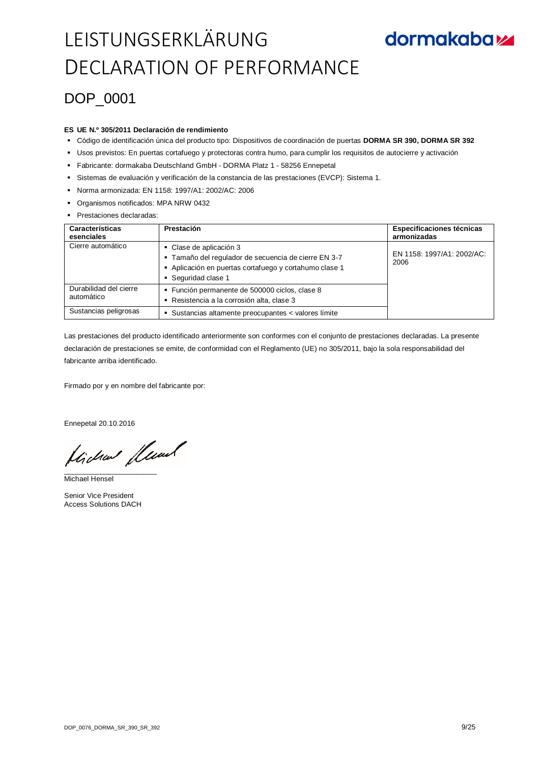# LEISTUNGSERKLÄRUNG DECLARATION OF PERFORMANCE

dormakaba

## DOP_0001

**ES UE N.º 305/2011 Declaración de rendimiento**

- Código de identificación única del producto tipo: Dispositivos de coordinación de puertas **DORMA SR 390, DORMA SR 392**
- Usos previstos: En puertas cortafuego y protectoras contra humo, para cumplir los requisitos de autocierre y activación
- Fabricante: dormakaba Deutschland GmbH - DORMA Platz 1 - 58256 Ennepetal
- Sistemas de evaluación y verificación de la constancia de las prestaciones (EVCP): Sistema 1.
- Norma armonizada: EN 1158: 1997/A1: 2002/AC: 2006
- Organismos notificados: MPA NRW 0432
- Prestaciones declaradas:

| Características esenciales | Prestación | Especificaciones técnicas armonizadas |
|---|---|---|
| Cierre automático | ▪ Clase de aplicación 3<br>▪ Tamaño del regulador de secuencia de cierre EN 3-7<br>▪ Aplicación en puertas cortafuego y cortahumo clase 1<br>▪ Seguridad clase 1 | EN 1158: 1997/A1: 2002/AC: 2006 |
| Durabilidad del cierre automático | ▪ Función permanente de 500000 ciclos, clase 8<br>▪ Resistencia a la corrosión alta, clase 3 | |
| Sustancias peligrosas | ▪ Sustancias altamente preocupantes < valores límite | |

Las prestaciones del producto identificado anteriormente son conformes con el conjunto de prestaciones declaradas. La presente declaración de prestaciones se emite, de conformidad con el Reglamento (UE) no 305/2011, bajo la sola responsabilidad del fabricante arriba identificado.

Firmado por y en nombre del fabricante por:

Ennepetal 20.10.2016

Michael Hensel

Senior Vice President
Access Solutions DACH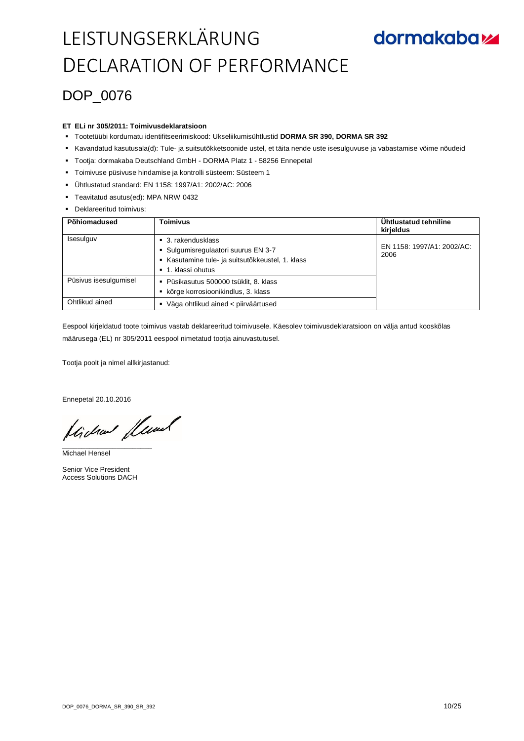# LEISTUNGSERKLÄRUNG
# DECLARATION OF PERFORMANCE

dormakaba

## DOP_0076

**ET ELi nr 305/2011: Toimivusdeklaratsioon**

- Tootetüübi kordumatu identifitseerimiskood: Ukseliikumisühtlustid **DORMA SR 390, DORMA SR 392**
- Kavandatud kasutusala(d): Tule- ja suitsutõkketsoonide ustel, et täita nende uste isesulguvuse ja vabastamise võime nõudeid
- Tootja: dormakaba Deutschland GmbH - DORMA Platz 1 - 58256 Ennepetal
- Toimivuse püsivuse hindamise ja kontrolli süsteem: Süsteem 1
- Ühtlustatud standard: EN 1158: 1997/A1: 2002/AC: 2006
- Teavitatud asutus(ed): MPA NRW 0432
- Deklareeritud toimivus:

| Põhiomadused | Toimivus | Ühtlustatud tehniline kirjeldus |
|---|---|---|
| Isesulguv | ▪ 3. rakendusklass<br>▪ Sulgumisregulaatori suurus EN 3-7<br>▪ Kasutamine tule- ja suitsutõkkeustel, 1. klass<br>▪ 1. klassi ohutus | EN 1158: 1997/A1: 2002/AC: 2006 |
| Püsivus isesulgumisel | ▪ Püsikasutus 500000 tsüklit, 8. klass<br>▪ kõrge korrosioonikindlus, 3. klass | |
| Ohtlikud ained | ▪ Väga ohtlikud ained < piirväärtused | |

Eespool kirjeldatud toote toimivus vastab deklareeritud toimivusele. Käesolev toimivusdeklaratsioon on välja antud kooskõlas määrusega (EL) nr 305/2011 eespool nimetatud tootja ainuvastutusel.

Tootja poolt ja nimel allkirjastanud:

Ennepetal 20.10.2016

Michael Hensel

Senior Vice President
Access Solutions DACH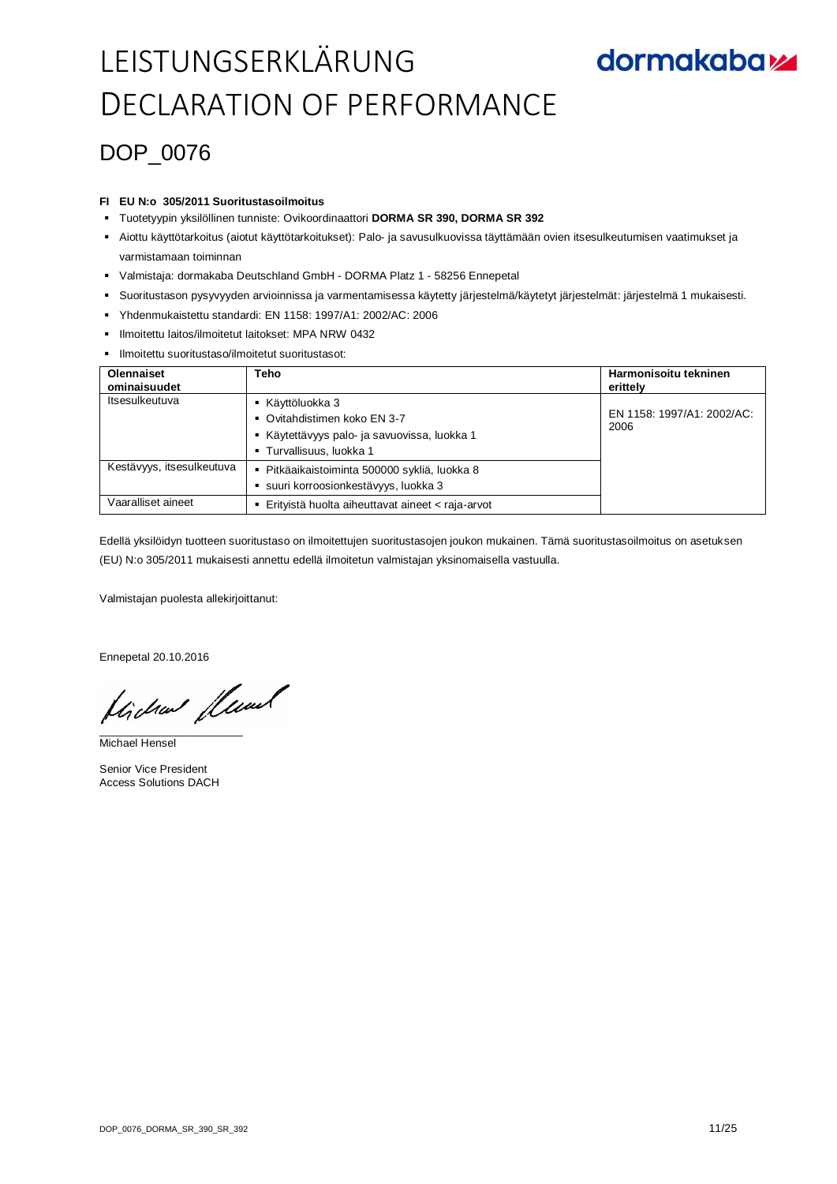# LEISTUNGSERKLÄRUNG
# DECLARATION OF PERFORMANCE

dormakaba

## DOP_0076

**FI EU N:o 305/2011 Suoritustasoilmoitus**

- Tuotetyypin yksilöllinen tunniste: Ovikoordinaattori **DORMA SR 390, DORMA SR 392**
- Aiottu käyttötarkoitus (aiotut käyttötarkoitukset): Palo- ja savusulkuovissa täyttämään ovien itsesulkeutumisen vaatimukset ja varmistamaan toiminnan
- Valmistaja: dormakaba Deutschland GmbH - DORMA Platz 1 - 58256 Ennepetal
- Suoritustason pysyvyyden arvioinnissa ja varmentamisessa käytetty järjestelmä/käytetyt järjestelmät: järjestelmä 1 mukaisesti.
- Yhdenmukaistettu standardi: EN 1158: 1997/A1: 2002/AC: 2006
- Ilmoitettu laitos/ilmoitetut laitokset: MPA NRW 0432
- Ilmoitettu suoritustaso/ilmoitetut suoritustasot:

| Olennaiset ominaisuudet | Teho | Harmonisoitu tekninen erittely |
|---|---|---|
| Itsesulkeutuva | ▪ Käyttöluokka 3<br>▪ Ovitahdistimen koko EN 3-7<br>▪ Käytettävyys palo- ja savuovissa, luokka 1<br>▪ Turvallisuus, luokka 1 | EN 1158: 1997/A1: 2002/AC: 2006 |
| Kestävyys, itsesulkeutuva | ▪ Pitkäaikaistoiminta 500000 sykliä, luokka 8<br>▪ suuri korroosionkestävyys, luokka 3 | |
| Vaaralliset aineet | ▪ Erityistä huolta aiheuttavat aineet < raja-arvot | |

Edellä yksilöidyn tuotteen suoritustaso on ilmoitettujen suoritustasojen joukon mukainen. Tämä suoritustasoilmoitus on asetuksen (EU) N:o 305/2011 mukaisesti annettu edellä ilmoitetun valmistajan yksinomaisella vastuulla.

Valmistajan puolesta allekirjoittanut:

Ennepetal 20.10.2016

Michael Hensel

Senior Vice President
Access Solutions DACH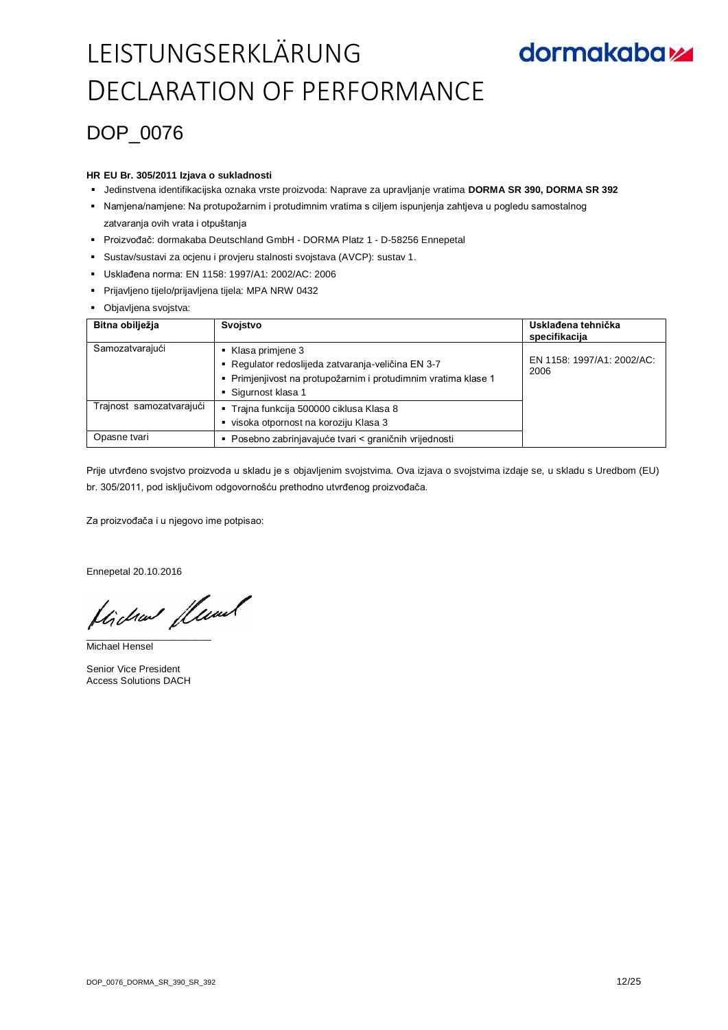# LEISTUNGSERKLÄRUNG
# DECLARATION OF PERFORMANCE

dormakaba

## DOP_0076

**HR EU Br. 305/2011 Izjava o sukladnosti**

- Jedinstvena identifikacijska oznaka vrste proizvoda: Naprave za upravljanje vratima **DORMA SR 390, DORMA SR 392**
- Namjena/namjene: Na protupožarnim i protudimnim vratima s ciljem ispunjenja zahtjeva u pogledu samostalnog zatvaranja ovih vrata i otpuštanja
- Proizvođač: dormakaba Deutschland GmbH - DORMA Platz 1 - D-58256 Ennepetal
- Sustav/sustavi za ocjenu i provjeru stalnosti svojstava (AVCP): sustav 1.
- Usklađena norma: EN 1158: 1997/A1: 2002/AC: 2006
- Prijavljeno tijelo/prijavljena tijela: MPA NRW 0432
- Objavljena svojstva:

| Bitna obilježja | Svojstvo | Usklađena tehnička specifikacija |
|---|---|---|
| Samozatvarajući | ▪ Klasa primjene 3<br>▪ Regulator redoslijeda zatvaranja-veličina EN 3-7<br>▪ Primjenjivost na protupožarnim i protudimnim vratima klase 1<br>▪ Sigurnost klasa 1 | EN 1158: 1997/A1: 2002/AC: 2006 |
| Trajnost samozatvarajući | ▪ Trajna funkcija 500000 ciklusa Klasa 8<br>▪ visoka otpornost na koroziju Klasa 3 | |
| Opasne tvari | ▪ Posebno zabrinjavajuće tvari < graničnih vrijednosti | |

Prije utvrđeno svojstvo proizvoda u skladu je s objavljenim svojstvima. Ova izjava o svojstvima izdaje se, u skladu s Uredbom (EU) br. 305/2011, pod isključivom odgovornošću prethodno utvrđenog proizvođača.

Za proizvođača i u njegovo ime potpisao:

Ennepetal 20.10.2016

Michael Hensel

Senior Vice President
Access Solutions DACH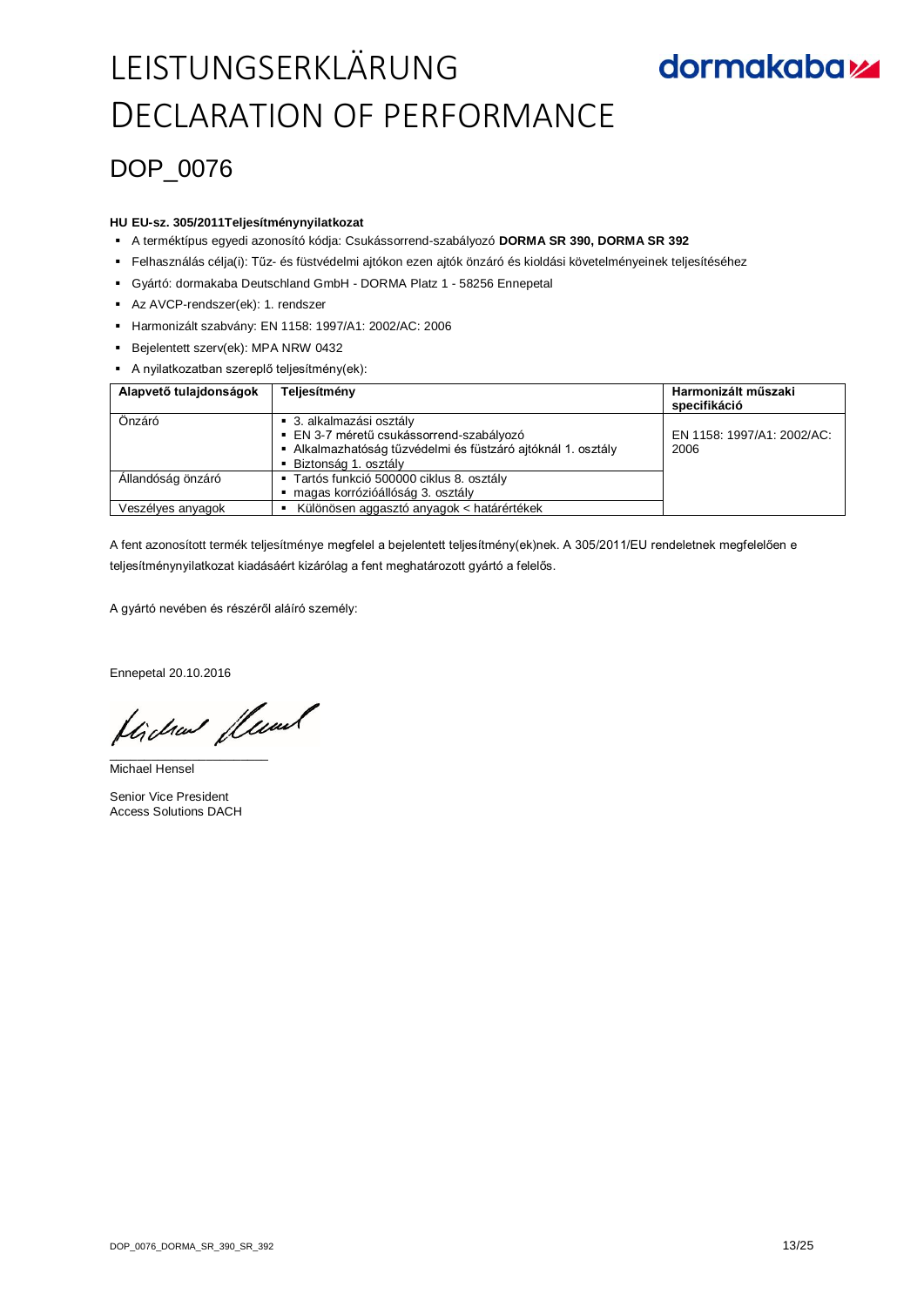# LEISTUNGSERKLÄRUNG
# DECLARATION OF PERFORMANCE

dormakaba

## DOP_0076

**HU EU-sz. 305/2011Teljesítménynyilatkozat**

- A terméktípus egyedi azonosító kódja: Csukássorrend-szabályozó **DORMA SR 390, DORMA SR 392**
- Felhasználás célja(i): Tűz- és füstvédelmi ajtókon ezen ajtók önzáró és kioldási követelményeinek teljesítéséhez
- Gyártó: dormakaba Deutschland GmbH - DORMA Platz 1 - 58256 Ennepetal
- Az AVCP-rendszer(ek): 1. rendszer
- Harmonizált szabvány: EN 1158: 1997/A1: 2002/AC: 2006
- Bejelentett szerv(ek): MPA NRW 0432
- A nyilatkozatban szereplő teljesítmény(ek):

| Alapvető tulajdonságok | Teljesítmény | Harmonizált műszaki specifikáció |
|---|---|---|
| Önzáró | ▪ 3. alkalmazási osztály<br>▪ EN 3-7 méretű csukássorrend-szabályozó<br>▪ Alkalmazhatóság tűzvédelmi és füstzáró ajtóknál 1. osztály<br>▪ Biztonság 1. osztály | EN 1158: 1997/A1: 2002/AC: 2006 |
| Állandóság önzáró | ▪ Tartós funkció 500000 ciklus 8. osztály<br>▪ magas korrózióállóság 3. osztály | |
| Veszélyes anyagok | ▪ Különösen aggasztó anyagok < határértékek | |

A fent azonosított termék teljesítménye megfelel a bejelentett teljesítmény(ek)nek. A 305/2011/EU rendeletnek megfelelően e teljesítménynyilatkozat kiadásáért kizárólag a fent meghatározott gyártó a felelős.

A gyártó nevében és részéről aláíró személy:

Ennepetal 20.10.2016

Michael Hensel

Senior Vice President
Access Solutions DACH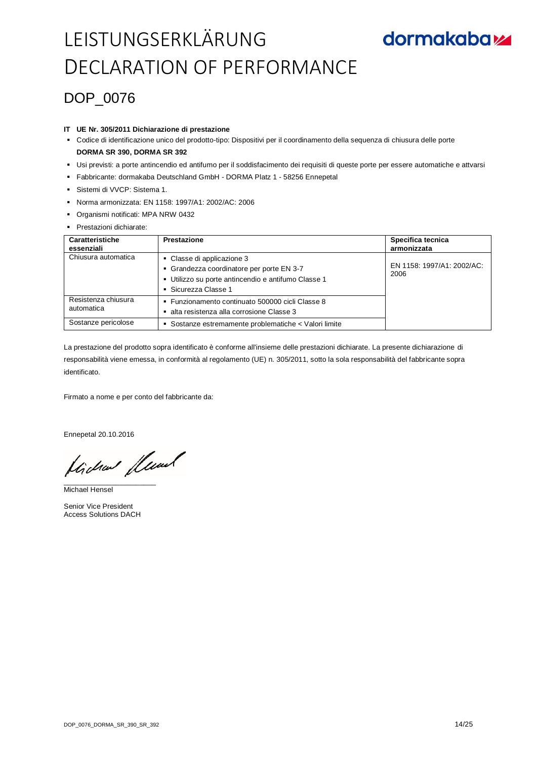# LEISTUNGSERKLÄRUNG
# DECLARATION OF PERFORMANCE

dormakaba

## DOP_0076

**IT UE Nr. 305/2011 Dichiarazione di prestazione**

- Codice di identificazione unico del prodotto-tipo: Dispositivi per il coordinamento della sequenza di chiusura delle porte
  **DORMA SR 390, DORMA SR 392**
- Usi previsti: a porte antincendio ed antifumo per il soddisfacimento dei requisiti di queste porte per essere automatiche e attvarsi
- Fabbricante: dormakaba Deutschland GmbH - DORMA Platz 1 - 58256 Ennepetal
- Sistemi di VVCP: Sistema 1.
- Norma armonizzata: EN 1158: 1997/A1: 2002/AC: 2006
- Organismi notificati: MPA NRW 0432
- Prestazioni dichiarate:

| Caratteristiche essenziali | Prestazione | Specifica tecnica armonizzata |
|---|---|---|
| Chiusura automatica | ▪ Classe di applicazione 3<br>▪ Grandezza coordinatore per porte EN 3-7<br>▪ Utilizzo su porte antincendio e antifumo Classe 1<br>▪ Sicurezza Classe 1 | EN 1158: 1997/A1: 2002/AC: 2006 |
| Resistenza chiusura automatica | ▪ Funzionamento continuato 500000 cicli Classe 8<br>▪ alta resistenza alla corrosione Classe 3 | |
| Sostanze pericolose | ▪ Sostanze estremamente problematiche < Valori limite | |

La prestazione del prodotto sopra identificato è conforme all'insieme delle prestazioni dichiarate. La presente dichiarazione di responsabilità viene emessa, in conformità al regolamento (UE) n. 305/2011, sotto la sola responsabilità del fabbricante sopra identificato.

Firmato a nome e per conto del fabbricante da:

Ennepetal 20.10.2016

Michael Hensel

Senior Vice President
Access Solutions DACH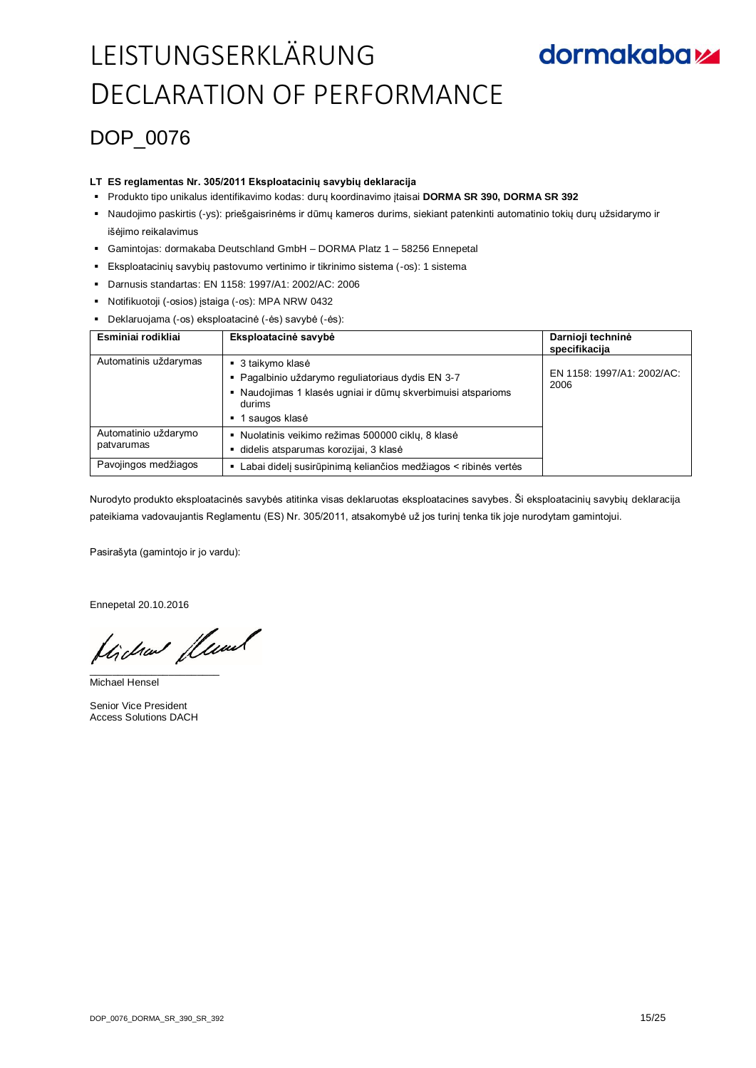# LEISTUNGSERKLÄRUNG
# DECLARATION OF PERFORMANCE

## DOP_0076

**LT ES reglamentas Nr. 305/2011 Eksploatacinių savybių deklaracija**

- Produkto tipo unikalus identifikavimo kodas: durų koordinavimo įtaisai **DORMA SR 390, DORMA SR 392**
- Naudojimo paskirtis (-ys): priešgaisrinėms ir dūmų kameros durims, siekiant patenkinti automatinio tokių durų uždarymo ir išėjimo reikalavimus
- Gamintojas: dormakaba Deutschland GmbH – DORMA Platz 1 – 58256 Ennepetal
- Eksploatacinių savybių pastovumo vertinimo ir tikrinimo sistema (-os): 1 sistema
- Darnusis standartas: EN 1158: 1997/A1: 2002/AC: 2006
- Notifikuotoji (-osios) įstaiga (-os): MPA NRW 0432
- Deklaruojama (-os) eksploatacinė (-ės) savybė (-ės):

| Esminiai rodikliai | Eksploatacinė savybė | Darnioji techninė specifikacija |
|---|---|---|
| Automatinis uždarymas | ▪ 3 taikymo klasė<br>▪ Pagalbinio uždarymo reguliatoriaus dydis EN 3-7<br>▪ Naudojimas 1 klasės ugniai ir dūmų skverbimuisi atsparioms durims<br>▪ 1 saugos klasė | EN 1158: 1997/A1: 2002/AC: 2006 |
| Automatinio uždarymo patvarumas | ▪ Nuolatinis veikimo režimas 500000 ciklų, 8 klasė<br>▪ didelis atsparumas korozijai, 3 klasė | |
| Pavojingos medžiagos | ▪ Labai didelį susirūpinimą keliančios medžiagos < ribinės vertės | |

Nurodyto produkto eksploatacinės savybės atitinka visas deklaruotas eksploatacines savybes. Ši eksploatacinių savybių deklaracija pateikiama vadovaujantis Reglamentu (ES) Nr. 305/2011, atsakomybė už jos turinį tenka tik joje nurodytam gamintojui.

Pasirašyta (gamintojo ir jo vardu):

Ennepetal 20.10.2016

Michael Hensel

Senior Vice President
Access Solutions DACH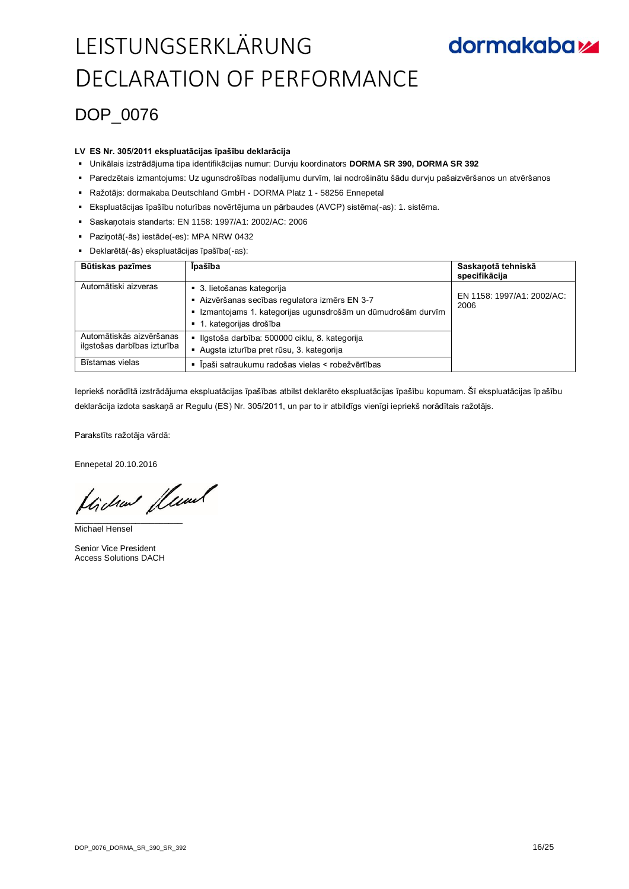# LEISTUNGSERKLÄRUNG
# DECLARATION OF PERFORMANCE

## DOP_0076

**LV ES Nr. 305/2011 ekspluatācijas īpašību deklarācija**

- Unikālais izstrādājuma tipa identifikācijas numur: Durvju koordinators **DORMA SR 390, DORMA SR 392**
- Paredzētais izmantojums: Uz ugunsdrošības nodalījumu durvīm, lai nodrošinātu šādu durvju pašaizvēršanos un atvēršanos
- Ražotājs: dormakaba Deutschland GmbH - DORMA Platz 1 - 58256 Ennepetal
- Ekspluatācijas īpašību noturības novērtējuma un pārbaudes (AVCP) sistēma(-as): 1. sistēma.
- Saskaņotais standarts: EN 1158: 1997/A1: 2002/AC: 2006
- Paziņotā(-ās) iestāde(-es): MPA NRW 0432
- Deklarētā(-ās) ekspluatācijas īpašība(-as):

| Būtiskas pazīmes | Īpašība | Saskaņotā tehniskā specifikācija |
|---|---|---|
| Automātiski aizveras | ▪ 3. lietošanas kategorija<br>▪ Aizvēršanas secības regulatora izmērs EN 3-7<br>▪ Izmantojams 1. kategorijas ugunsdrošām un dūmudrošām durvīm<br>▪ 1. kategorijas drošība | EN 1158: 1997/A1: 2002/AC: 2006 |
| Automātiskās aizvēršanas ilgstošas darbības izturība | ▪ Ilgstoša darbība: 500000 ciklu, 8. kategorija<br>▪ Augsta izturība pret rūsu, 3. kategorija | |
| Bīstamas vielas | ▪ Īpaši satraukumu radošas vielas < robežvērtības | |

Iepriekš norādītā izstrādājuma ekspluatācijas īpašības atbilst deklarēto ekspluatācijas īpašību kopumam. Šī ekspluatācijas īpašību deklarācija izdota saskaņā ar Regulu (ES) Nr. 305/2011, un par to ir atbildīgs vienīgi iepriekš norādītais ražotājs.

Parakstīts ražotāja vārdā:

Ennepetal 20.10.2016

Michael Hensel

Senior Vice President
Access Solutions DACH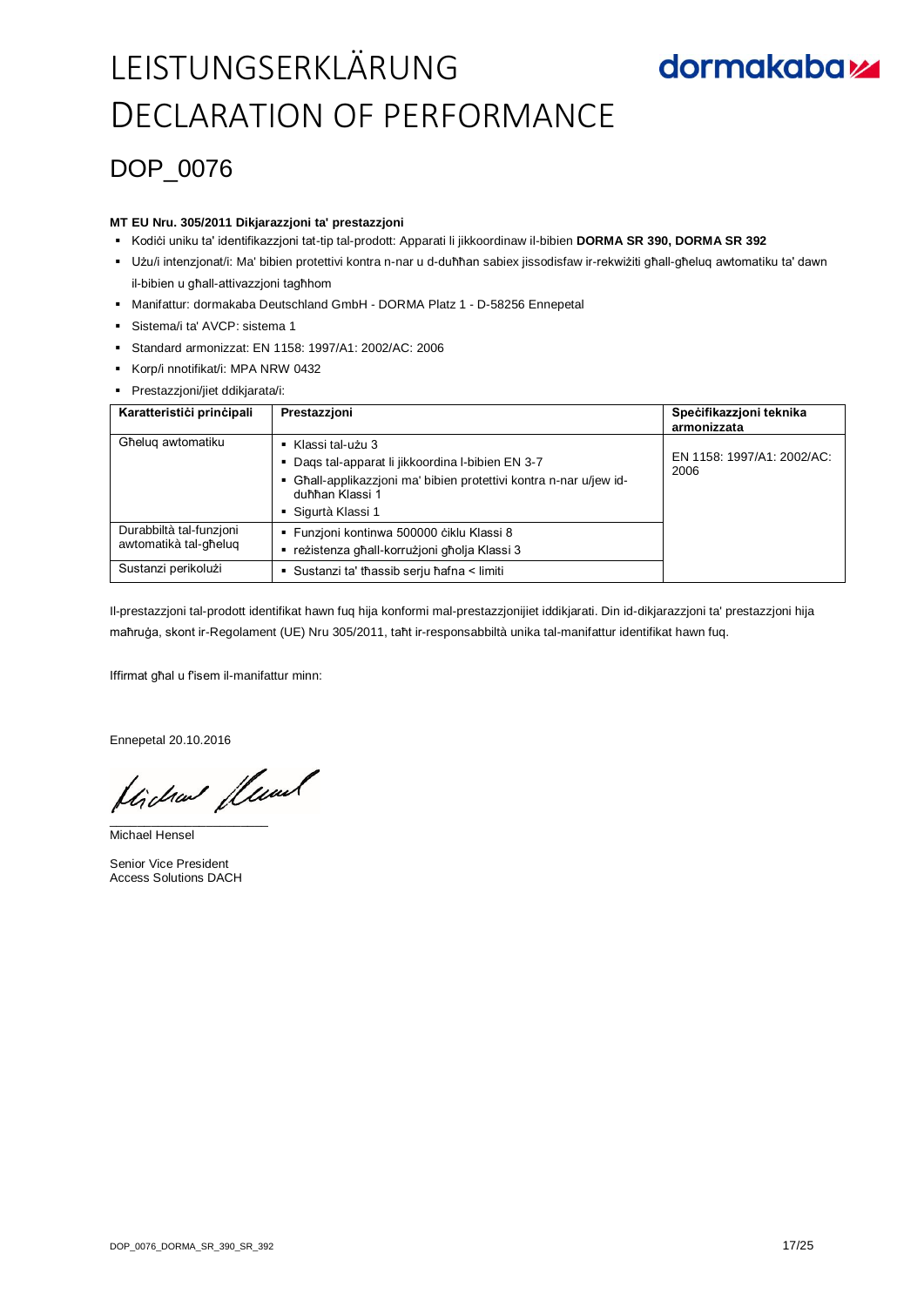# LEISTUNGSERKLÄRUNG
# DECLARATION OF PERFORMANCE

dormakaba

## DOP_0076

**MT EU Nru. 305/2011 Dikjarazzjoni ta' prestazzjoni**

- Kodiċi uniku ta' identifikazzjoni tat-tip tal-prodott: Apparati li jikkoordinaw il-bibien **DORMA SR 390, DORMA SR 392**
- Użu/i intenzjonat/i: Ma' bibien protettivi kontra n-nar u d-duħħan sabiex jissodisfaw ir-rekwiżiti għall-għeluq awtomatiku ta' dawn il-bibien u għall-attivazzjoni tagħhom
- Manifattur: dormakaba Deutschland GmbH - DORMA Platz 1 - D-58256 Ennepetal
- Sistema/i ta' AVCP: sistema 1
- Standard armonizzat: EN 1158: 1997/A1: 2002/AC: 2006
- Korp/i nnotifikat/i: MPA NRW 0432
- Prestazzjoni/jiet ddikjarata/i:

| Karatteristiċi prinċipali | Prestazzjoni | Speċifikazzjoni teknika armonizzata |
|---|---|---|
| Għeluq awtomatiku | ▪ Klassi tal-użu 3<br>▪ Daqs tal-apparat li jikkoordina l-bibien EN 3-7<br>▪ Għall-applikazzjoni ma' bibien protettivi kontra n-nar u/jew id-duħħan Klassi 1<br>▪ Sigurtà Klassi 1 | EN 1158: 1997/A1: 2002/AC: 2006 |
| Durabbiltà tal-funzjoni awtomatikà tal-għeluq | ▪ Funzjoni kontinwa 500000 ċiklu Klassi 8<br>▪ reżistenza għall-korrużjoni għolja Klassi 3 | |
| Sustanzi perikolużi | ▪ Sustanzi ta' tħassib serju ħafna < limiti | |

Il-prestazzjoni tal-prodott identifikat hawn fuq hija konformi mal-prestazzjonijiet iddikjarati. Din id-dikjarazzjoni ta' prestazzjoni hija maħruġa, skont ir-Regolament (UE) Nru 305/2011, taħt ir-responsabbiltà unika tal-manifattur identifikat hawn fuq.

Iffirmat għal u f'isem il-manifattur minn:

Ennepetal 20.10.2016

Michael Hensel

Senior Vice President
Access Solutions DACH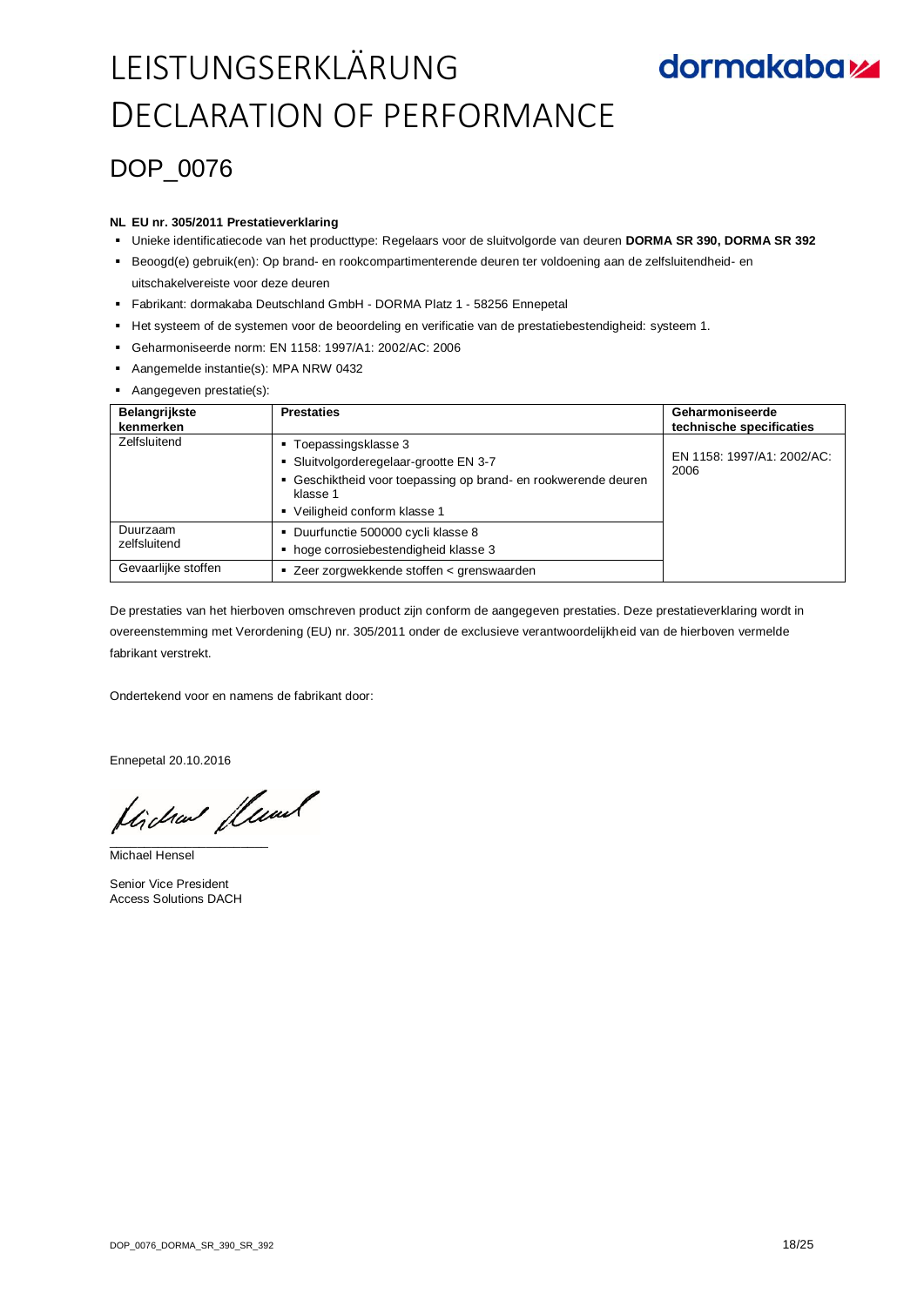# LEISTUNGSERKLÄRUNG
# DECLARATION OF PERFORMANCE

dormakaba

## DOP_0076

**NL EU nr. 305/2011 Prestatieverklaring**

- Unieke identificatiecode van het producttype: Regelaars voor de sluitvolgorde van deuren **DORMA SR 390, DORMA SR 392**
- Beoogd(e) gebruik(en): Op brand- en rookcompartimenterende deuren ter voldoening aan de zelfsluitendheid- en uitschakelvereiste voor deze deuren
- Fabrikant: dormakaba Deutschland GmbH - DORMA Platz 1 - 58256 Ennepetal
- Het systeem of de systemen voor de beoordeling en verificatie van de prestatiebestendigheid: systeem 1.
- Geharmoniseerde norm: EN 1158: 1997/A1: 2002/AC: 2006
- Aangemelde instantie(s): MPA NRW 0432
- Aangegeven prestatie(s):

| Belangrijkste kenmerken | Prestaties | Geharmoniseerde technische specificaties |
|---|---|---|
| Zelfsluitend | ▪ Toepassingsklasse 3<br>▪ Sluitvolgorderegelaar-grootte EN 3-7<br>▪ Geschiktheid voor toepassing op brand- en rookwerende deuren klasse 1<br>▪ Veiligheid conform klasse 1 | EN 1158: 1997/A1: 2002/AC: 2006 |
| Duurzaam zelfsluitend | ▪ Duurfunctie 500000 cycli klasse 8<br>▪ hoge corrosiebestendigheid klasse 3 | |
| Gevaarlijke stoffen | ▪ Zeer zorgwekkende stoffen < grenswaarden | |

De prestaties van het hierboven omschreven product zijn conform de aangegeven prestaties. Deze prestatieverklaring wordt in overeenstemming met Verordening (EU) nr. 305/2011 onder de exclusieve verantwoordelijkheid van de hierboven vermelde fabrikant verstrekt.

Ondertekend voor en namens de fabrikant door:

Ennepetal 20.10.2016

Michael Hensel

Senior Vice President
Access Solutions DACH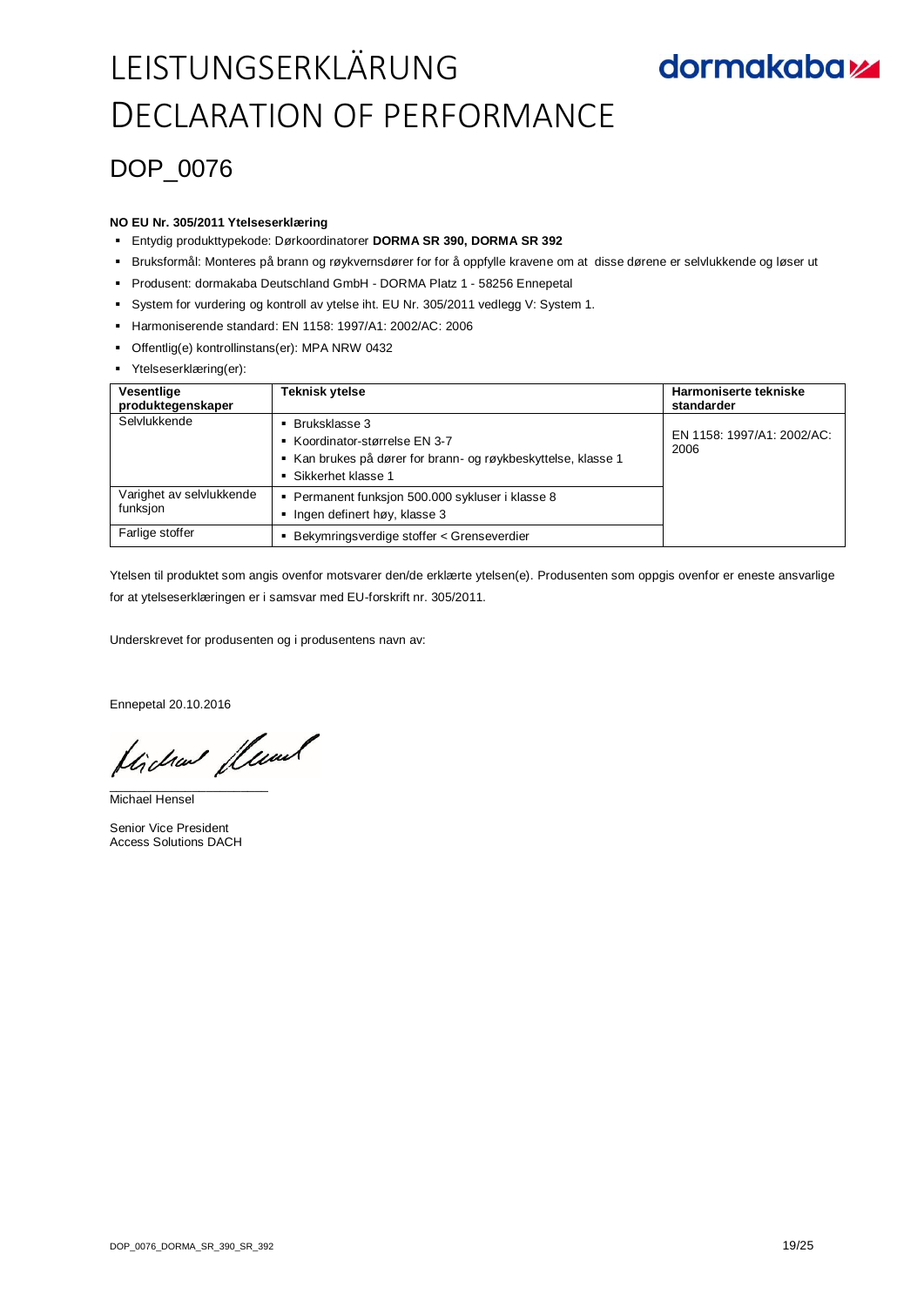# LEISTUNGSERKLÄRUNG
# DECLARATION OF PERFORMANCE

## DOP_0076

**NO EU Nr. 305/2011 Ytelseserklæring**

- Entydig produkttypekode: Dørkoordinatorer **DORMA SR 390, DORMA SR 392**
- Bruksformål: Monteres på brann og røykvernsdører for for å oppfylle kravene om at disse dørene er selvlukkende og løser ut
- Produsent: dormakaba Deutschland GmbH - DORMA Platz 1 - 58256 Ennepetal
- System for vurdering og kontroll av ytelse iht. EU Nr. 305/2011 vedlegg V: System 1.
- Harmoniserende standard: EN 1158: 1997/A1: 2002/AC: 2006
- Offentlig(e) kontrollinstans(er): MPA NRW 0432
- Ytelseserklæring(er):

| Vesentlige produktegenskaper | Teknisk ytelse | Harmoniserte tekniske standarder |
|---|---|---|
| Selvlukkende | ▪ Bruksklasse 3<br>▪ Koordinator-størrelse EN 3-7<br>▪ Kan brukes på dører for brann- og røykbeskyttelse, klasse 1<br>▪ Sikkerhet klasse 1 | EN 1158: 1997/A1: 2002/AC: 2006 |
| Varighet av selvlukkende funksjon | ▪ Permanent funksjon 500.000 sykluser i klasse 8<br>▪ Ingen definert høy, klasse 3 | |
| Farlige stoffer | ▪ Bekymringsverdige stoffer < Grenseverdier | |

Ytelsen til produktet som angis ovenfor motsvarer den/de erklærte ytelsen(e). Produsenten som oppgis ovenfor er eneste ansvarlige for at ytelseserklæringen er i samsvar med EU-forskrift nr. 305/2011.

Underskrevet for produsenten og i produsentens navn av:

Ennepetal 20.10.2016

Michael Hensel

Senior Vice President
Access Solutions DACH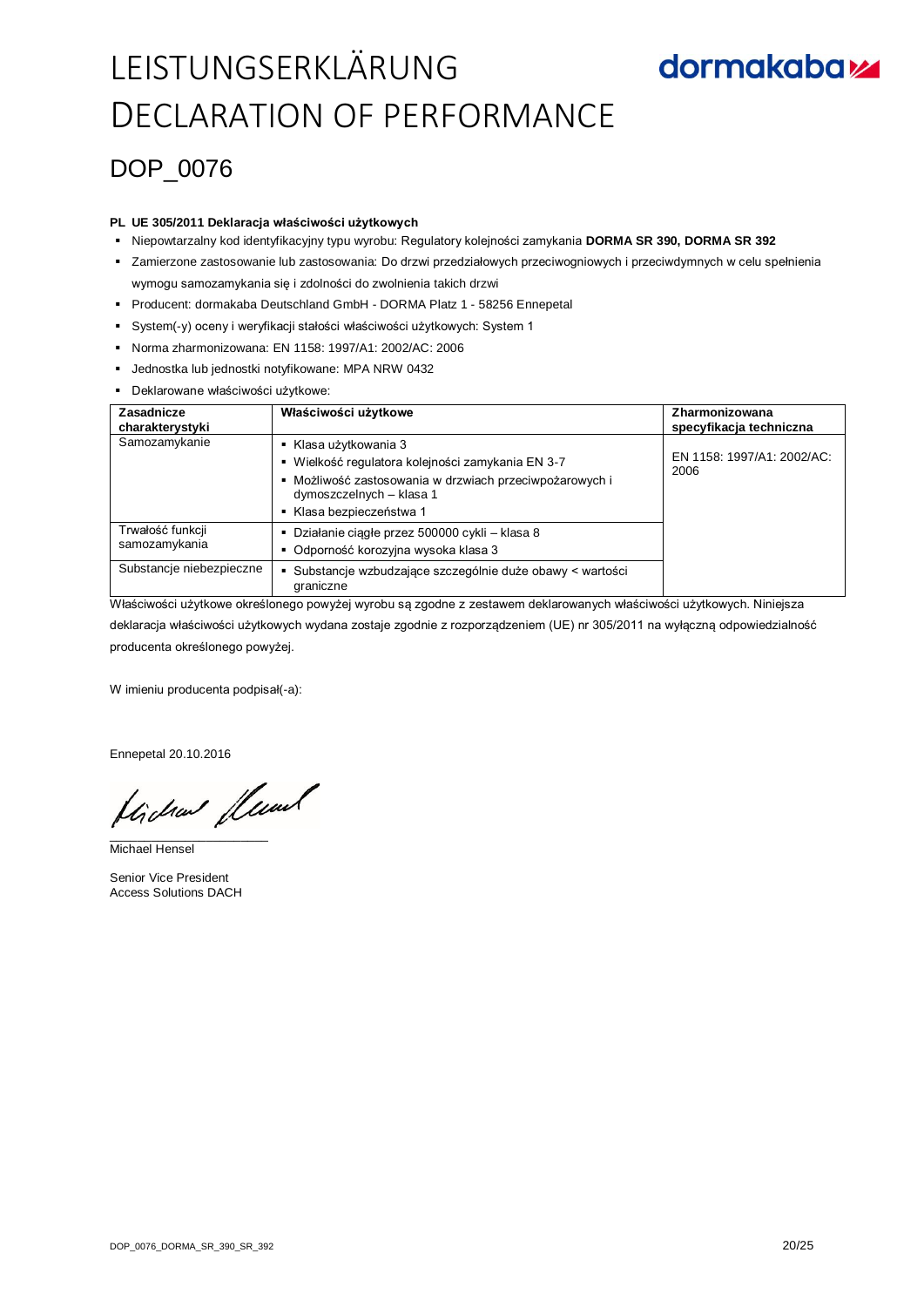# LEISTUNGSERKLÄRUNG
# DECLARATION OF PERFORMANCE

dormakaba

## DOP_0076

**PL UE 305/2011 Deklaracja właściwości użytkowych**

- Niepowtarzalny kod identyfikacyjny typu wyrobu: Regulatory kolejności zamykania **DORMA SR 390, DORMA SR 392**
- Zamierzone zastosowanie lub zastosowania: Do drzwi przedziałowych przeciwogniowych i przeciwdymnych w celu spełnienia wymogu samozamykania się i zdolności do zwolnienia takich drzwi
- Producent: dormakaba Deutschland GmbH - DORMA Platz 1 - 58256 Ennepetal
- System(-y) oceny i weryfikacji stałości właściwości użytkowych: System 1
- Norma zharmonizowana: EN 1158: 1997/A1: 2002/AC: 2006
- Jednostka lub jednostki notyfikowane: MPA NRW 0432
- Deklarowane właściwości użytkowe:

| Zasadnicze charakterystyki | Właściwości użytkowe | Zharmonizowana specyfikacja techniczna |
|---|---|---|
| Samozamykanie | ▪ Klasa użytkowania 3<br>▪ Wielkość regulatora kolejności zamykania EN 3-7<br>▪ Możliwość zastosowania w drzwiach przeciwpożarowych i dymoszczelnych – klasa 1<br>▪ Klasa bezpieczeństwa 1 | EN 1158: 1997/A1: 2002/AC: 2006 |
| Trwałość funkcji samozamykania | ▪ Działanie ciągłe przez 500000 cykli – klasa 8<br>▪ Odporność korozyjna wysoka klasa 3 | |
| Substancje niebezpieczne | ▪ Substancje wzbudzające szczególnie duże obawy < wartości graniczne | |

Właściwości użytkowe określonego powyżej wyrobu są zgodne z zestawem deklarowanych właściwości użytkowych. Niniejsza deklaracja właściwości użytkowych wydana zostaje zgodnie z rozporządzeniem (UE) nr 305/2011 na wyłączną odpowiedzialność producenta określonego powyżej.

W imieniu producenta podpisał(-a):

Ennepetal 20.10.2016

Michael Hensel

Senior Vice President
Access Solutions DACH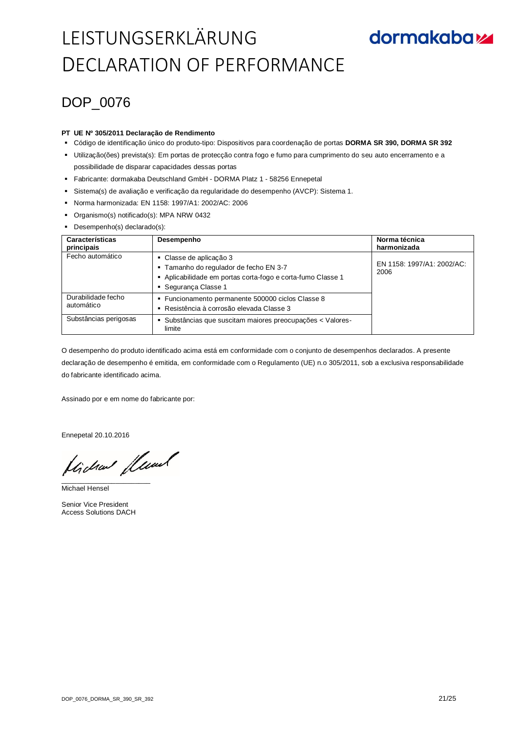# LEISTUNGSERKLÄRUNG
# DECLARATION OF PERFORMANCE

dormakaba

## DOP_0076

**PT UE Nº 305/2011 Declaração de Rendimento**

- Código de identificação único do produto-tipo: Dispositivos para coordenação de portas **DORMA SR 390, DORMA SR 392**
- Utilização(ões) prevista(s): Em portas de protecção contra fogo e fumo para cumprimento do seu auto encerramento e a possibilidade de disparar capacidades dessas portas
- Fabricante: dormakaba Deutschland GmbH - DORMA Platz 1 - 58256 Ennepetal
- Sistema(s) de avaliação e verificação da regularidade do desempenho (AVCP): Sistema 1.
- Norma harmonizada: EN 1158: 1997/A1: 2002/AC: 2006
- Organismo(s) notificado(s): MPA NRW 0432
- Desempenho(s) declarado(s):

| Características principais | Desempenho | Norma técnica harmonizada |
|---|---|---|
| Fecho automático | ▪ Classe de aplicação 3<br>▪ Tamanho do regulador de fecho EN 3-7<br>▪ Aplicabilidade em portas corta-fogo e corta-fumo Classe 1<br>▪ Segurança Classe 1 | EN 1158: 1997/A1: 2002/AC: 2006 |
| Durabilidade fecho automático | ▪ Funcionamento permanente 500000 ciclos Classe 8<br>▪ Resistência à corrosão elevada Classe 3 | |
| Substâncias perigosas | ▪ Substâncias que suscitam maiores preocupações < Valores-limite | |

O desempenho do produto identificado acima está em conformidade com o conjunto de desempenhos declarados. A presente declaração de desempenho é emitida, em conformidade com o Regulamento (UE) n.o 305/2011, sob a exclusiva responsabilidade do fabricante identificado acima.

Assinado por e em nome do fabricante por:

Ennepetal 20.10.2016

Michael Hensel

Senior Vice President
Access Solutions DACH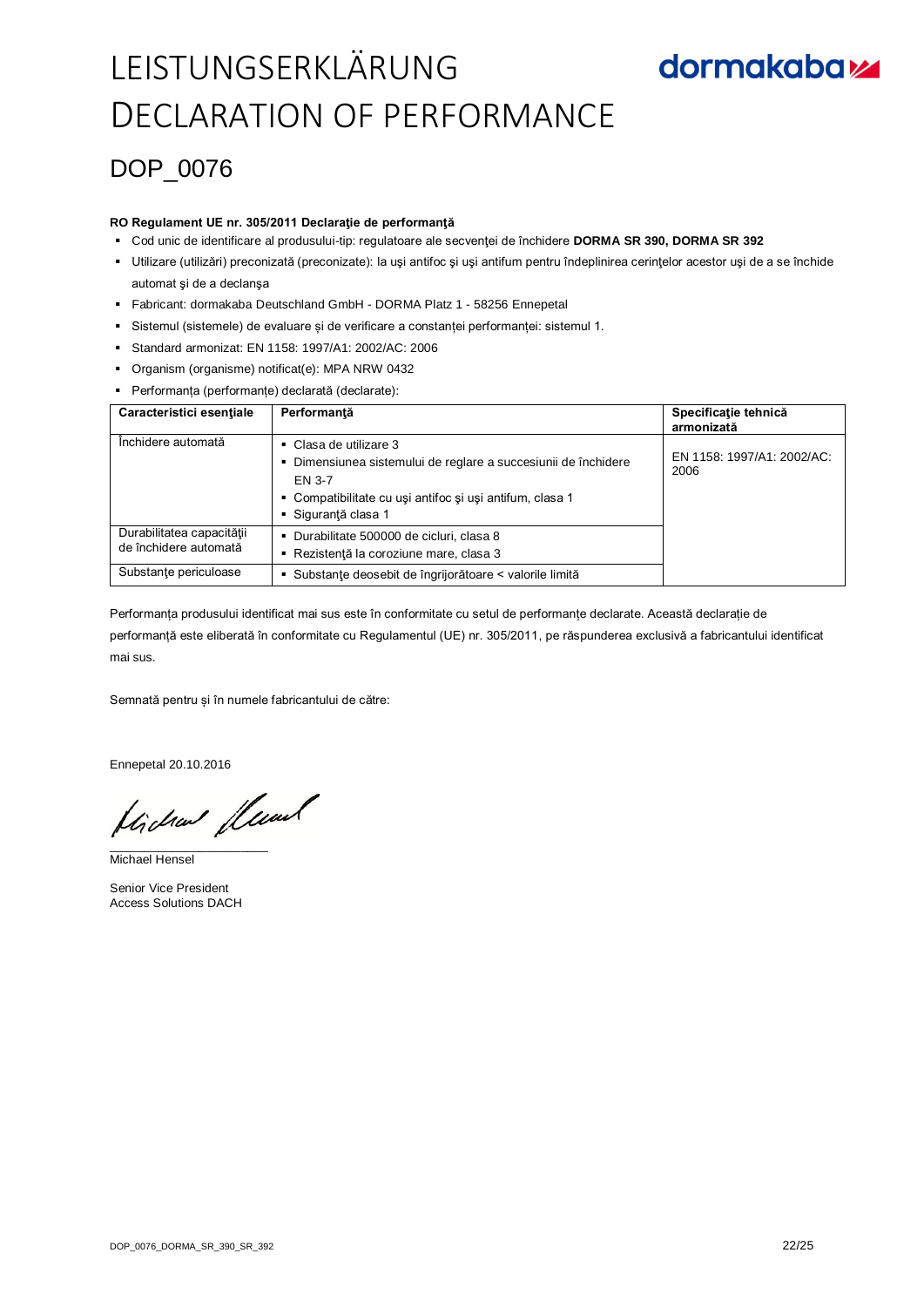# LEISTUNGSERKLÄRUNG
# DECLARATION OF PERFORMANCE

## DOP_0076

**RO Regulament UE nr. 305/2011 Declaraţie de performanţă**

- Cod unic de identificare al produsului-tip: regulatoare ale secvenţei de închidere **DORMA SR 390, DORMA SR 392**
- Utilizare (utilizări) preconizată (preconizate): la uşi antifoc şi uşi antifum pentru îndeplinirea cerinţelor acestor uşi de a se închide automat şi de a declanşa
- Fabricant: dormakaba Deutschland GmbH - DORMA Platz 1 - 58256 Ennepetal
- Sistemul (sistemele) de evaluare și de verificare a constanței performanței: sistemul 1.
- Standard armonizat: EN 1158: 1997/A1: 2002/AC: 2006
- Organism (organisme) notificat(e): MPA NRW 0432
- Performanța (performanțe) declarată (declarate):

| Caracteristici esenţiale | Performanţă | Specificaţie tehnică armonizată |
|---|---|---|
| Închidere automată | ▪ Clasa de utilizare 3<br>▪ Dimensiunea sistemului de reglare a succesiunii de închidere EN 3-7<br>▪ Compatibilitate cu uşi antifoc şi uşi antifum, clasa 1<br>▪ Siguranţă clasa 1 | EN 1158: 1997/A1: 2002/AC: 2006 |
| Durabilitatea capacităţii de închidere automată | ▪ Durabilitate 500000 de cicluri, clasa 8<br>▪ Rezistenţă la coroziune mare, clasa 3 | |
| Substanţe periculoase | ▪ Substanţe deosebit de îngrijorătoare < valorile limită | |

Performanța produsului identificat mai sus este în conformitate cu setul de performanțe declarate. Această declarație de performanță este eliberată în conformitate cu Regulamentul (UE) nr. 305/2011, pe răspunderea exclusivă a fabricantului identificat mai sus.

Semnată pentru și în numele fabricantului de către:

Ennepetal 20.10.2016

Michael Hensel

Senior Vice President
Access Solutions DACH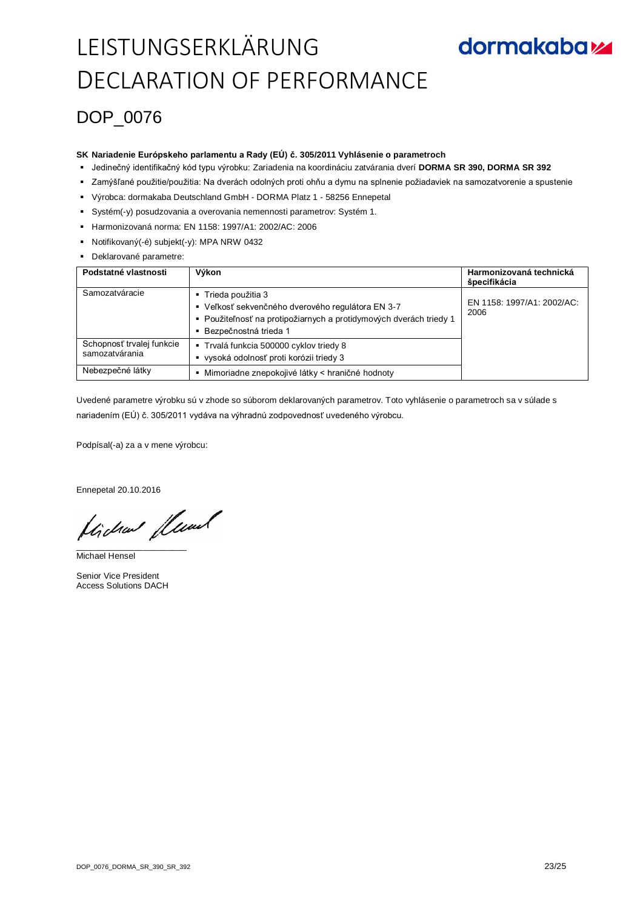# LEISTUNGSERKLÄRUNG
# DECLARATION OF PERFORMANCE

dormakaba

## DOP_0076

**SK Nariadenie Európskeho parlamentu a Rady (EÚ) č. 305/2011 Vyhlásenie o parametroch**

- Jedinečný identifikačný kód typu výrobku: Zariadenia na koordináciu zatvárania dverí **DORMA SR 390, DORMA SR 392**
- Zamýšľané použitie/použitia: Na dverách odolných proti ohňu a dymu na splnenie požiadaviek na samozatvorenie a spustenie
- Výrobca: dormakaba Deutschland GmbH - DORMA Platz 1 - 58256 Ennepetal
- Systém(-y) posudzovania a overovania nemennosti parametrov: Systém 1.
- Harmonizovaná norma: EN 1158: 1997/A1: 2002/AC: 2006
- Notifikovaný(-é) subjekt(-y): MPA NRW 0432
- Deklarované parametre:

| Podstatné vlastnosti | Výkon | Harmonizovaná technická špecifikácia |
|---|---|---|
| Samozatváracie | ▪ Trieda použitia 3<br>▪ Veľkosť sekvenčného dverového regulátora EN 3-7<br>▪ Použiteľnosť na protipožiarnych a protidymových dverách triedy 1<br>▪ Bezpečnostná trieda 1 | EN 1158: 1997/A1: 2002/AC: 2006 |
| Schopnosť trvalej funkcie samozatvárania | ▪ Trvalá funkcia 500000 cyklov triedy 8<br>▪ vysoká odolnosť proti korózii triedy 3 | |
| Nebezpečné látky | ▪ Mimoriadne znepokojivé látky < hraničné hodnoty | |

Uvedené parametre výrobku sú v zhode so súborom deklarovaných parametrov. Toto vyhlásenie o parametroch sa v súlade s nariadením (EÚ) č. 305/2011 vydáva na výhradnú zodpovednosť uvedeného výrobcu.

Podpísal(-a) za a v mene výrobcu:

Ennepetal 20.10.2016

Michael Hensel

Senior Vice President
Access Solutions DACH

DOP_0076_DORMA_SR_390_SR_392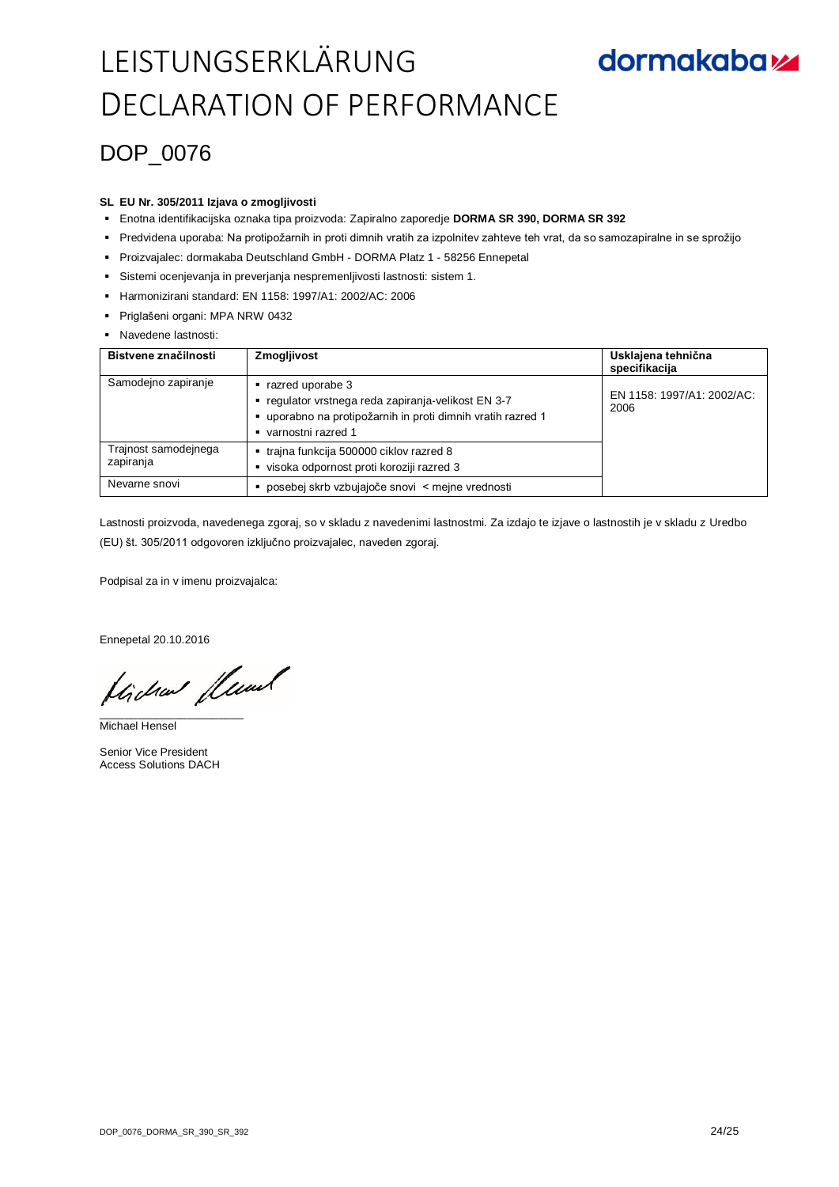# LEISTUNGSERKLÄRUNG DECLARATION OF PERFORMANCE

dormakaba

## DOP_0076

**SL EU Nr. 305/2011 Izjava o zmogljivosti**

- Enotna identifikacijska oznaka tipa proizvoda: Zapiralno zaporedje **DORMA SR 390, DORMA SR 392**
- Predvidena uporaba: Na protipožarnih in proti dimnih vratih za izpolnitev zahteve teh vrat, da so samozapiralne in se sprožijo
- Proizvajalec: dormakaba Deutschland GmbH - DORMA Platz 1 - 58256 Ennepetal
- Sistemi ocenjevanja in preverjanja nespremenljivosti lastnosti: sistem 1.
- Harmonizirani standard: EN 1158: 1997/A1: 2002/AC: 2006
- Priglašeni organi: MPA NRW 0432
- Navedene lastnosti:

| Bistvene značilnosti | Zmogljivost | Usklajena tehnična specifikacija |
|---|---|---|
| Samodejno zapiranje | ▪ razred uporabe 3<br>▪ regulator vrstnega reda zapiranja-velikost EN 3-7<br>▪ uporabno na protipožarnih in proti dimnih vratih razred 1<br>▪ varnostni razred 1 | EN 1158: 1997/A1: 2002/AC: 2006 |
| Trajnost samodejnega zapiranja | ▪ trajna funkcija 500000 ciklov razred 8<br>▪ visoka odpornost proti koroziji razred 3 | |
| Nevarne snovi | ▪ posebej skrb vzbujajoče snovi < mejne vrednosti | |

Lastnosti proizvoda, navedenega zgoraj, so v skladu z navedenimi lastnostmi. Za izdajo te izjave o lastnostih je v skladu z Uredbo (EU) št. 305/2011 odgovoren izključno proizvajalec, naveden zgoraj.

Podpisal za in v imenu proizvajalca:

Ennepetal 20.10.2016

Michael Hensel

Senior Vice President
Access Solutions DACH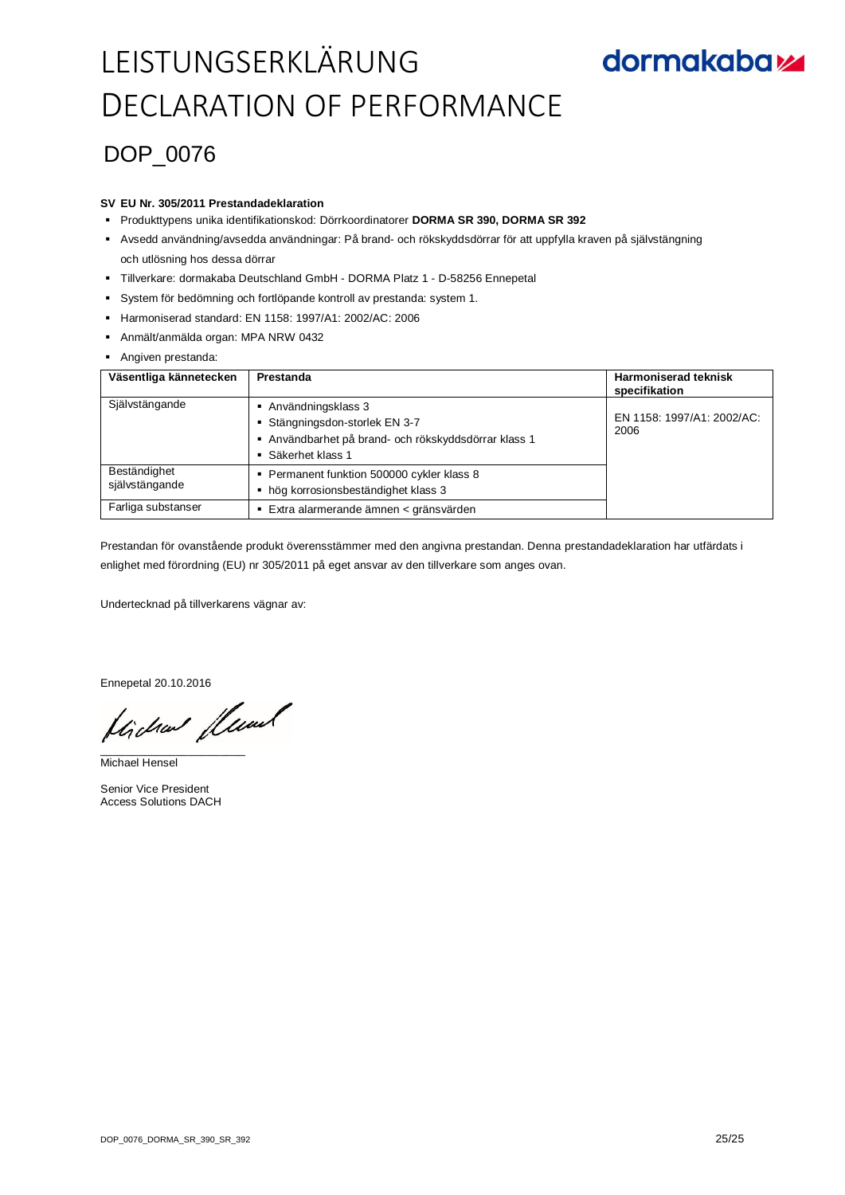# LEISTUNGSERKLÄRUNG
# DECLARATION OF PERFORMANCE

dormakaba

## DOP_0076

**SV EU Nr. 305/2011 Prestandadeklaration**

- Produkttypens unika identifikationskod: Dörrkoordinatorer **DORMA SR 390, DORMA SR 392**
- Avsedd användning/avsedda användningar: På brand- och rökskyddsdörrar för att uppfylla kraven på självstängning och utlösning hos dessa dörrar
- Tillverkare: dormakaba Deutschland GmbH - DORMA Platz 1 - D-58256 Ennepetal
- System för bedömning och fortlöpande kontroll av prestanda: system 1.
- Harmoniserad standard: EN 1158: 1997/A1: 2002/AC: 2006
- Anmält/anmälda organ: MPA NRW 0432
- Angiven prestanda:

| Väsentliga kännetecken | Prestanda | Harmoniserad teknisk specifikation |
|---|---|---|
| Självstängande | ▪ Användningsklass 3<br>▪ Stängningsdon-storlek EN 3-7<br>▪ Användbarhet på brand- och rökskyddsdörrar klass 1<br>▪ Säkerhet klass 1 | EN 1158: 1997/A1: 2002/AC: 2006 |
| Beständighet självstängande | ▪ Permanent funktion 500000 cykler klass 8<br>▪ hög korrosionsbeständighet klass 3 | |
| Farliga substanser | ▪ Extra alarmerande ämnen < gränsvärden | |

Prestandan för ovanstående produkt överensstämmer med den angivna prestandan. Denna prestandadeklaration har utfärdats i enlighet med förordning (EU) nr 305/2011 på eget ansvar av den tillverkare som anges ovan.

Undertecknad på tillverkarens vägnar av:

Ennepetal 20.10.2016

Michael Hensel

Senior Vice President
Access Solutions DACH

DOP_0076_DORMA_SR_390_SR_392